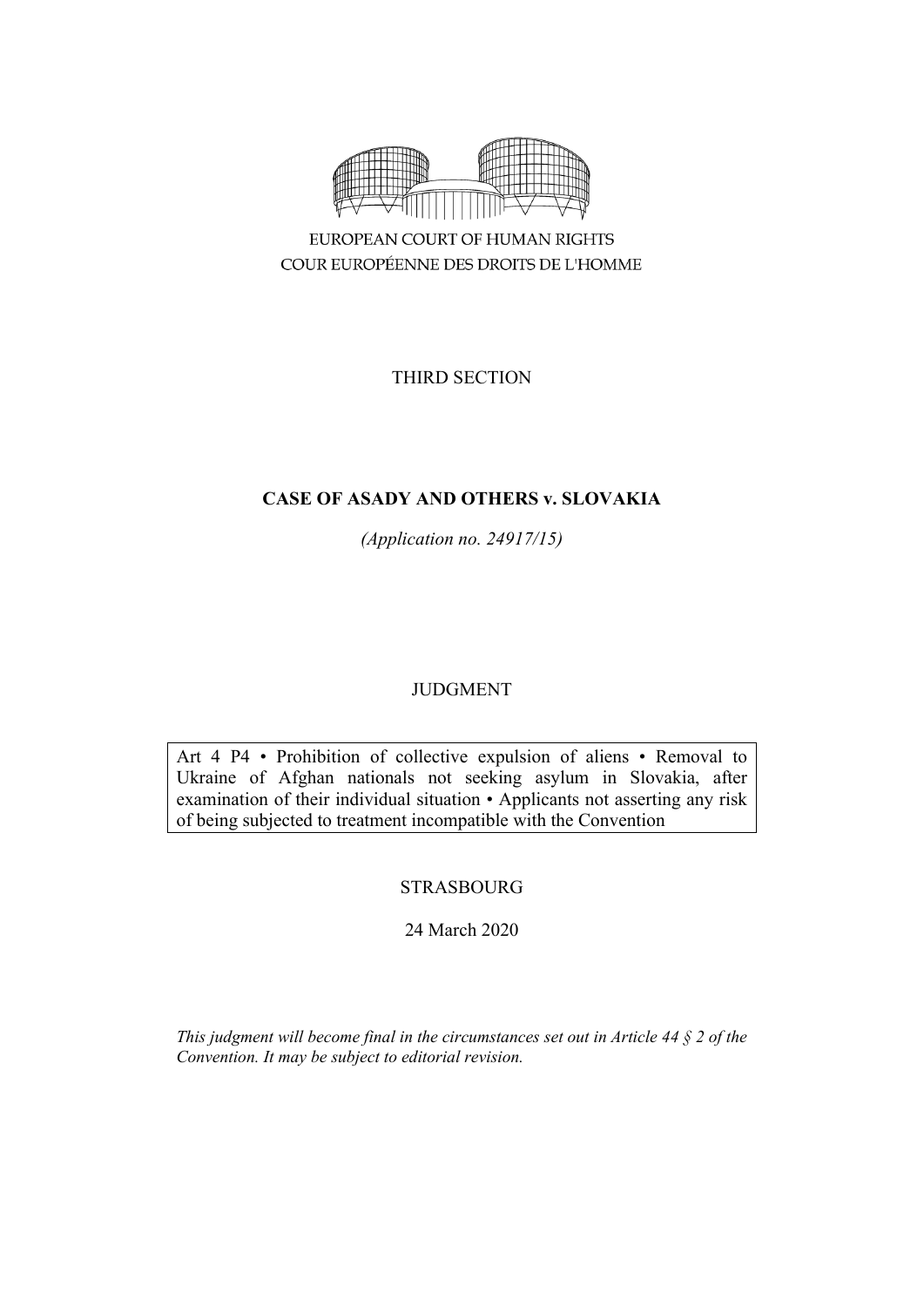EUROPEAN COURT OF HUMAN RIGHTS
COUR EUROPÉENNE DES DROITS DE L'HOMME

THIRD SECTION

**CASE OF ASADY AND OTHERS v. SLOVAKIA**

*(Application no. 24917/15)*

JUDGMENT

Art 4 P4 • Prohibition of collective expulsion of aliens • Removal to Ukraine of Afghan nationals not seeking asylum in Slovakia, after examination of their individual situation • Applicants not asserting any risk of being subjected to treatment incompatible with the Convention

STRASBOURG

24 March 2020

*This judgment will become final in the circumstances set out in Article 44 § 2 of the Convention. It may be subject to editorial revision.*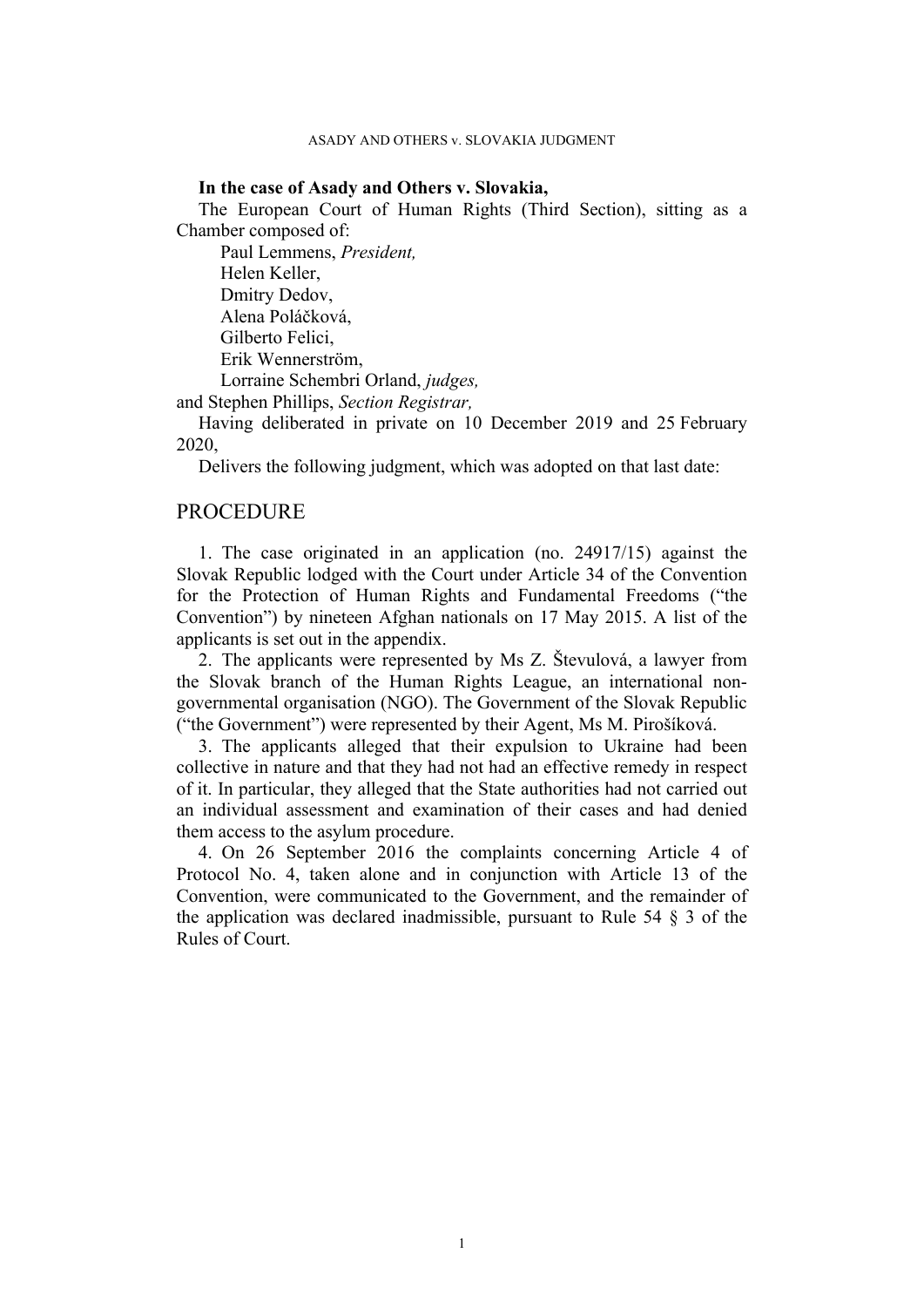**In the case of Asady and Others v. Slovakia,**

The European Court of Human Rights (Third Section), sitting as a Chamber composed of:

Paul Lemmens, *President,*
Helen Keller,
Dmitry Dedov,
Alena Poláčková,
Gilberto Felici,
Erik Wennerström,
Lorraine Schembri Orland, *judges,*
and Stephen Phillips, *Section Registrar,*

Having deliberated in private on 10 December 2019 and 25 February 2020,

Delivers the following judgment, which was adopted on that last date:

## PROCEDURE

1. The case originated in an application (no. 24917/15) against the Slovak Republic lodged with the Court under Article 34 of the Convention for the Protection of Human Rights and Fundamental Freedoms ("the Convention") by nineteen Afghan nationals on 17 May 2015. A list of the applicants is set out in the appendix.

2. The applicants were represented by Ms Z. Števulová, a lawyer from the Slovak branch of the Human Rights League, an international non-governmental organisation (NGO). The Government of the Slovak Republic ("the Government") were represented by their Agent, Ms M. Pirošíková.

3. The applicants alleged that their expulsion to Ukraine had been collective in nature and that they had not had an effective remedy in respect of it. In particular, they alleged that the State authorities had not carried out an individual assessment and examination of their cases and had denied them access to the asylum procedure.

4. On 26 September 2016 the complaints concerning Article 4 of Protocol No. 4, taken alone and in conjunction with Article 13 of the Convention, were communicated to the Government, and the remainder of the application was declared inadmissible, pursuant to Rule 54 § 3 of the Rules of Court.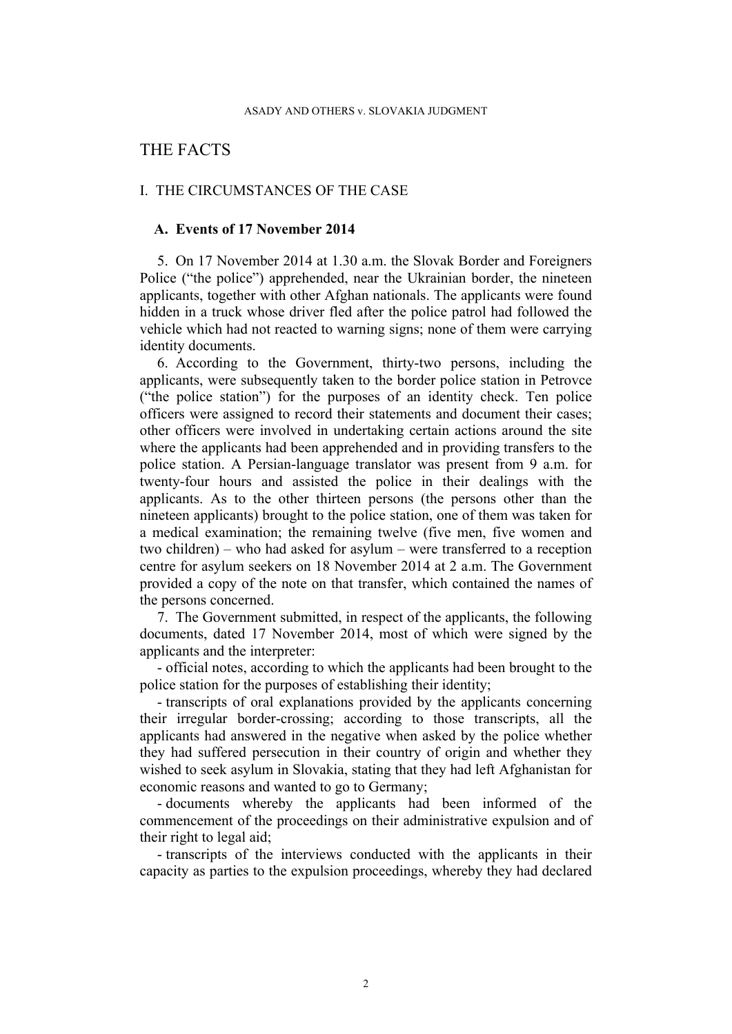# THE FACTS

## I. THE CIRCUMSTANCES OF THE CASE

### A. Events of 17 November 2014

5. On 17 November 2014 at 1.30 a.m. the Slovak Border and Foreigners Police ("the police") apprehended, near the Ukrainian border, the nineteen applicants, together with other Afghan nationals. The applicants were found hidden in a truck whose driver fled after the police patrol had followed the vehicle which had not reacted to warning signs; none of them were carrying identity documents.

6. According to the Government, thirty-two persons, including the applicants, were subsequently taken to the border police station in Petrovce ("the police station") for the purposes of an identity check. Ten police officers were assigned to record their statements and document their cases; other officers were involved in undertaking certain actions around the site where the applicants had been apprehended and in providing transfers to the police station. A Persian-language translator was present from 9 a.m. for twenty-four hours and assisted the police in their dealings with the applicants. As to the other thirteen persons (the persons other than the nineteen applicants) brought to the police station, one of them was taken for a medical examination; the remaining twelve (five men, five women and two children) – who had asked for asylum – were transferred to a reception centre for asylum seekers on 18 November 2014 at 2 a.m. The Government provided a copy of the note on that transfer, which contained the names of the persons concerned.

7. The Government submitted, in respect of the applicants, the following documents, dated 17 November 2014, most of which were signed by the applicants and the interpreter:

- official notes, according to which the applicants had been brought to the police station for the purposes of establishing their identity;
- transcripts of oral explanations provided by the applicants concerning their irregular border-crossing; according to those transcripts, all the applicants had answered in the negative when asked by the police whether they had suffered persecution in their country of origin and whether they wished to seek asylum in Slovakia, stating that they had left Afghanistan for economic reasons and wanted to go to Germany;
- documents whereby the applicants had been informed of the commencement of the proceedings on their administrative expulsion and of their right to legal aid;
- transcripts of the interviews conducted with the applicants in their capacity as parties to the expulsion proceedings, whereby they had declared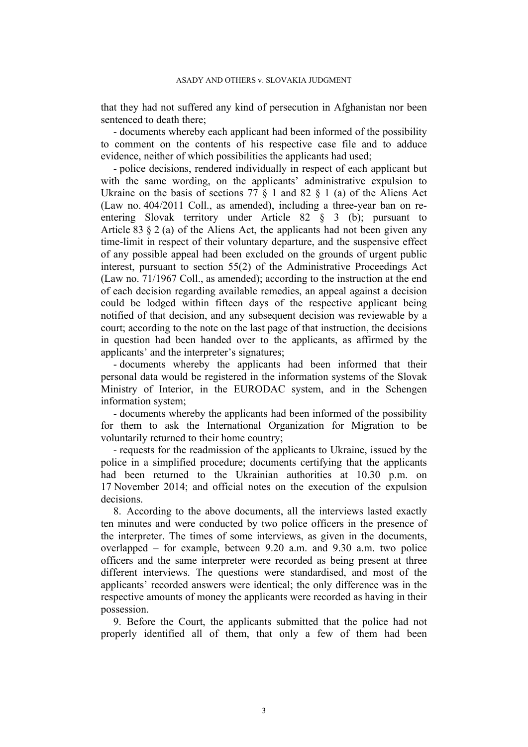that they had not suffered any kind of persecution in Afghanistan nor been sentenced to death there;

- documents whereby each applicant had been informed of the possibility to comment on the contents of his respective case file and to adduce evidence, neither of which possibilities the applicants had used;

- police decisions, rendered individually in respect of each applicant but with the same wording, on the applicants' administrative expulsion to Ukraine on the basis of sections 77 § 1 and 82 § 1 (a) of the Aliens Act (Law no. 404/2011 Coll., as amended), including a three-year ban on re-entering Slovak territory under Article 82 § 3 (b); pursuant to Article 83 § 2 (a) of the Aliens Act, the applicants had not been given any time-limit in respect of their voluntary departure, and the suspensive effect of any possible appeal had been excluded on the grounds of urgent public interest, pursuant to section 55(2) of the Administrative Proceedings Act (Law no. 71/1967 Coll., as amended); according to the instruction at the end of each decision regarding available remedies, an appeal against a decision could be lodged within fifteen days of the respective applicant being notified of that decision, and any subsequent decision was reviewable by a court; according to the note on the last page of that instruction, the decisions in question had been handed over to the applicants, as affirmed by the applicants' and the interpreter's signatures;

- documents whereby the applicants had been informed that their personal data would be registered in the information systems of the Slovak Ministry of Interior, in the EURODAC system, and in the Schengen information system;

- documents whereby the applicants had been informed of the possibility for them to ask the International Organization for Migration to be voluntarily returned to their home country;

- requests for the readmission of the applicants to Ukraine, issued by the police in a simplified procedure; documents certifying that the applicants had been returned to the Ukrainian authorities at 10.30 p.m. on 17 November 2014; and official notes on the execution of the expulsion decisions.

8. According to the above documents, all the interviews lasted exactly ten minutes and were conducted by two police officers in the presence of the interpreter. The times of some interviews, as given in the documents, overlapped – for example, between 9.20 a.m. and 9.30 a.m. two police officers and the same interpreter were recorded as being present at three different interviews. The questions were standardised, and most of the applicants' recorded answers were identical; the only difference was in the respective amounts of money the applicants were recorded as having in their possession.

9. Before the Court, the applicants submitted that the police had not properly identified all of them, that only a few of them had been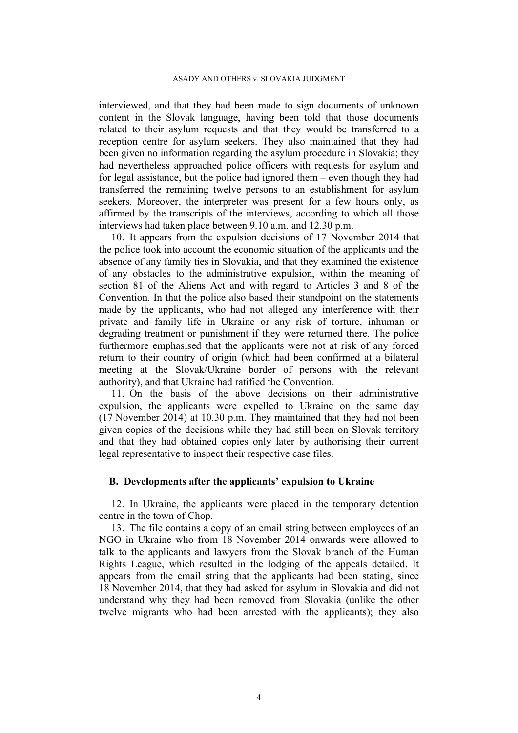interviewed, and that they had been made to sign documents of unknown content in the Slovak language, having been told that those documents related to their asylum requests and that they would be transferred to a reception centre for asylum seekers. They also maintained that they had been given no information regarding the asylum procedure in Slovakia; they had nevertheless approached police officers with requests for asylum and for legal assistance, but the police had ignored them – even though they had transferred the remaining twelve persons to an establishment for asylum seekers. Moreover, the interpreter was present for a few hours only, as affirmed by the transcripts of the interviews, according to which all those interviews had taken place between 9.10 a.m. and 12.30 p.m.

10. It appears from the expulsion decisions of 17 November 2014 that the police took into account the economic situation of the applicants and the absence of any family ties in Slovakia, and that they examined the existence of any obstacles to the administrative expulsion, within the meaning of section 81 of the Aliens Act and with regard to Articles 3 and 8 of the Convention. In that the police also based their standpoint on the statements made by the applicants, who had not alleged any interference with their private and family life in Ukraine or any risk of torture, inhuman or degrading treatment or punishment if they were returned there. The police furthermore emphasised that the applicants were not at risk of any forced return to their country of origin (which had been confirmed at a bilateral meeting at the Slovak/Ukraine border of persons with the relevant authority), and that Ukraine had ratified the Convention.

11. On the basis of the above decisions on their administrative expulsion, the applicants were expelled to Ukraine on the same day (17 November 2014) at 10.30 p.m. They maintained that they had not been given copies of the decisions while they had still been on Slovak territory and that they had obtained copies only later by authorising their current legal representative to inspect their respective case files.

## B. Developments after the applicants' expulsion to Ukraine

12. In Ukraine, the applicants were placed in the temporary detention centre in the town of Chop.

13. The file contains a copy of an email string between employees of an NGO in Ukraine who from 18 November 2014 onwards were allowed to talk to the applicants and lawyers from the Slovak branch of the Human Rights League, which resulted in the lodging of the appeals detailed. It appears from the email string that the applicants had been stating, since 18 November 2014, that they had asked for asylum in Slovakia and did not understand why they had been removed from Slovakia (unlike the other twelve migrants who had been arrested with the applicants); they also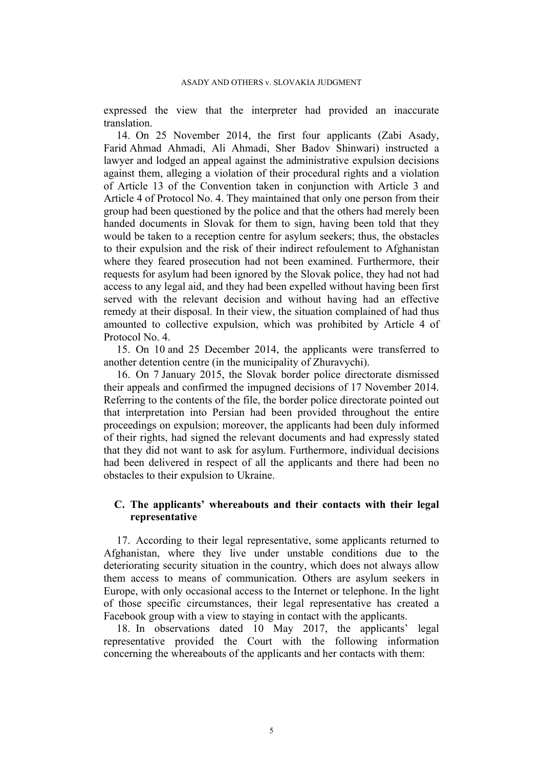expressed the view that the interpreter had provided an inaccurate translation.

14. On 25 November 2014, the first four applicants (Zabi Asady, Farid Ahmad Ahmadi, Ali Ahmadi, Sher Badov Shinwari) instructed a lawyer and lodged an appeal against the administrative expulsion decisions against them, alleging a violation of their procedural rights and a violation of Article 13 of the Convention taken in conjunction with Article 3 and Article 4 of Protocol No. 4. They maintained that only one person from their group had been questioned by the police and that the others had merely been handed documents in Slovak for them to sign, having been told that they would be taken to a reception centre for asylum seekers; thus, the obstacles to their expulsion and the risk of their indirect refoulement to Afghanistan where they feared prosecution had not been examined. Furthermore, their requests for asylum had been ignored by the Slovak police, they had not had access to any legal aid, and they had been expelled without having been first served with the relevant decision and without having had an effective remedy at their disposal. In their view, the situation complained of had thus amounted to collective expulsion, which was prohibited by Article 4 of Protocol No. 4.

15. On 10 and 25 December 2014, the applicants were transferred to another detention centre (in the municipality of Zhuravychi).

16. On 7 January 2015, the Slovak border police directorate dismissed their appeals and confirmed the impugned decisions of 17 November 2014. Referring to the contents of the file, the border police directorate pointed out that interpretation into Persian had been provided throughout the entire proceedings on expulsion; moreover, the applicants had been duly informed of their rights, had signed the relevant documents and had expressly stated that they did not want to ask for asylum. Furthermore, individual decisions had been delivered in respect of all the applicants and there had been no obstacles to their expulsion to Ukraine.

## C. The applicants' whereabouts and their contacts with their legal representative

17. According to their legal representative, some applicants returned to Afghanistan, where they live under unstable conditions due to the deteriorating security situation in the country, which does not always allow them access to means of communication. Others are asylum seekers in Europe, with only occasional access to the Internet or telephone. In the light of those specific circumstances, their legal representative has created a Facebook group with a view to staying in contact with the applicants.

18. In observations dated 10 May 2017, the applicants' legal representative provided the Court with the following information concerning the whereabouts of the applicants and her contacts with them: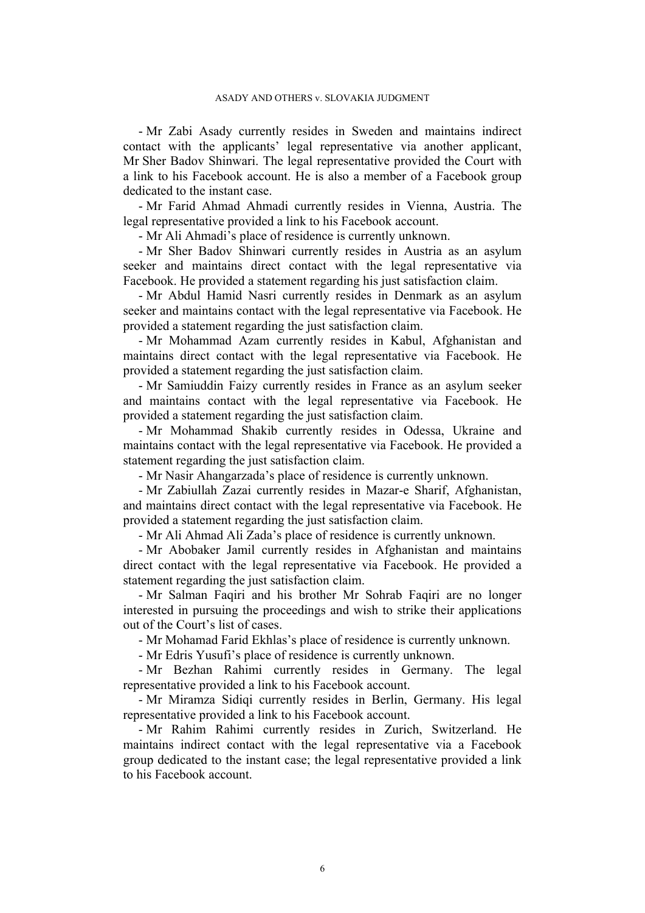- Mr Zabi Asady currently resides in Sweden and maintains indirect contact with the applicants' legal representative via another applicant, Mr Sher Badov Shinwari. The legal representative provided the Court with a link to his Facebook account. He is also a member of a Facebook group dedicated to the instant case.

- Mr Farid Ahmad Ahmadi currently resides in Vienna, Austria. The legal representative provided a link to his Facebook account.

- Mr Ali Ahmadi's place of residence is currently unknown.

- Mr Sher Badov Shinwari currently resides in Austria as an asylum seeker and maintains direct contact with the legal representative via Facebook. He provided a statement regarding his just satisfaction claim.

- Mr Abdul Hamid Nasri currently resides in Denmark as an asylum seeker and maintains contact with the legal representative via Facebook. He provided a statement regarding the just satisfaction claim.

- Mr Mohammad Azam currently resides in Kabul, Afghanistan and maintains direct contact with the legal representative via Facebook. He provided a statement regarding the just satisfaction claim.

- Mr Samiuddin Faizy currently resides in France as an asylum seeker and maintains contact with the legal representative via Facebook. He provided a statement regarding the just satisfaction claim.

- Mr Mohammad Shakib currently resides in Odessa, Ukraine and maintains contact with the legal representative via Facebook. He provided a statement regarding the just satisfaction claim.

- Mr Nasir Ahangarzada's place of residence is currently unknown.

- Mr Zabiullah Zazai currently resides in Mazar-e Sharif, Afghanistan, and maintains direct contact with the legal representative via Facebook. He provided a statement regarding the just satisfaction claim.

- Mr Ali Ahmad Ali Zada's place of residence is currently unknown.

- Mr Abobaker Jamil currently resides in Afghanistan and maintains direct contact with the legal representative via Facebook. He provided a statement regarding the just satisfaction claim.

- Mr Salman Faqiri and his brother Mr Sohrab Faqiri are no longer interested in pursuing the proceedings and wish to strike their applications out of the Court's list of cases.

- Mr Mohamad Farid Ekhlas's place of residence is currently unknown.

- Mr Edris Yusufi's place of residence is currently unknown.

- Mr Bezhan Rahimi currently resides in Germany. The legal representative provided a link to his Facebook account.

- Mr Miramza Sidiqi currently resides in Berlin, Germany. His legal representative provided a link to his Facebook account.

- Mr Rahim Rahimi currently resides in Zurich, Switzerland. He maintains indirect contact with the legal representative via a Facebook group dedicated to the instant case; the legal representative provided a link to his Facebook account.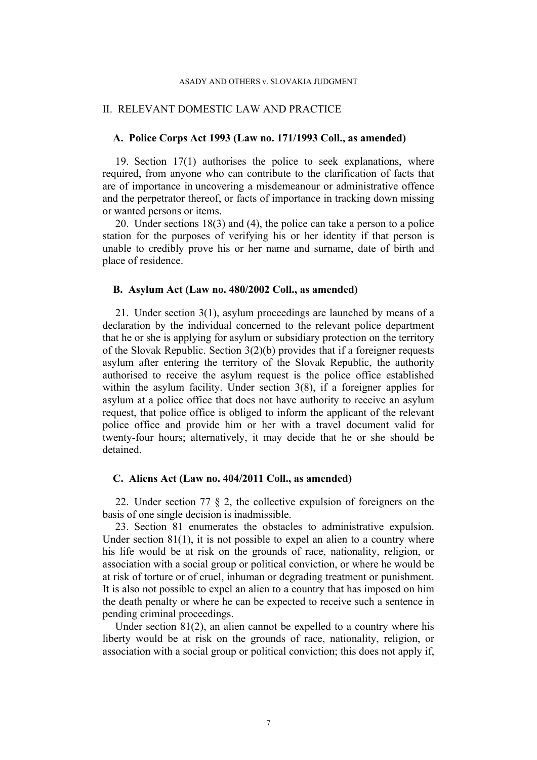## II. RELEVANT DOMESTIC LAW AND PRACTICE

### A. Police Corps Act 1993 (Law no. 171/1993 Coll., as amended)

19. Section 17(1) authorises the police to seek explanations, where required, from anyone who can contribute to the clarification of facts that are of importance in uncovering a misdemeanour or administrative offence and the perpetrator thereof, or facts of importance in tracking down missing or wanted persons or items.

20. Under sections 18(3) and (4), the police can take a person to a police station for the purposes of verifying his or her identity if that person is unable to credibly prove his or her name and surname, date of birth and place of residence.

### B. Asylum Act (Law no. 480/2002 Coll., as amended)

21. Under section 3(1), asylum proceedings are launched by means of a declaration by the individual concerned to the relevant police department that he or she is applying for asylum or subsidiary protection on the territory of the Slovak Republic. Section 3(2)(b) provides that if a foreigner requests asylum after entering the territory of the Slovak Republic, the authority authorised to receive the asylum request is the police office established within the asylum facility. Under section 3(8), if a foreigner applies for asylum at a police office that does not have authority to receive an asylum request, that police office is obliged to inform the applicant of the relevant police office and provide him or her with a travel document valid for twenty-four hours; alternatively, it may decide that he or she should be detained.

### C. Aliens Act (Law no. 404/2011 Coll., as amended)

22. Under section 77 § 2, the collective expulsion of foreigners on the basis of one single decision is inadmissible.

23. Section 81 enumerates the obstacles to administrative expulsion. Under section 81(1), it is not possible to expel an alien to a country where his life would be at risk on the grounds of race, nationality, religion, or association with a social group or political conviction, or where he would be at risk of torture or of cruel, inhuman or degrading treatment or punishment. It is also not possible to expel an alien to a country that has imposed on him the death penalty or where he can be expected to receive such a sentence in pending criminal proceedings.

Under section 81(2), an alien cannot be expelled to a country where his liberty would be at risk on the grounds of race, nationality, religion, or association with a social group or political conviction; this does not apply if,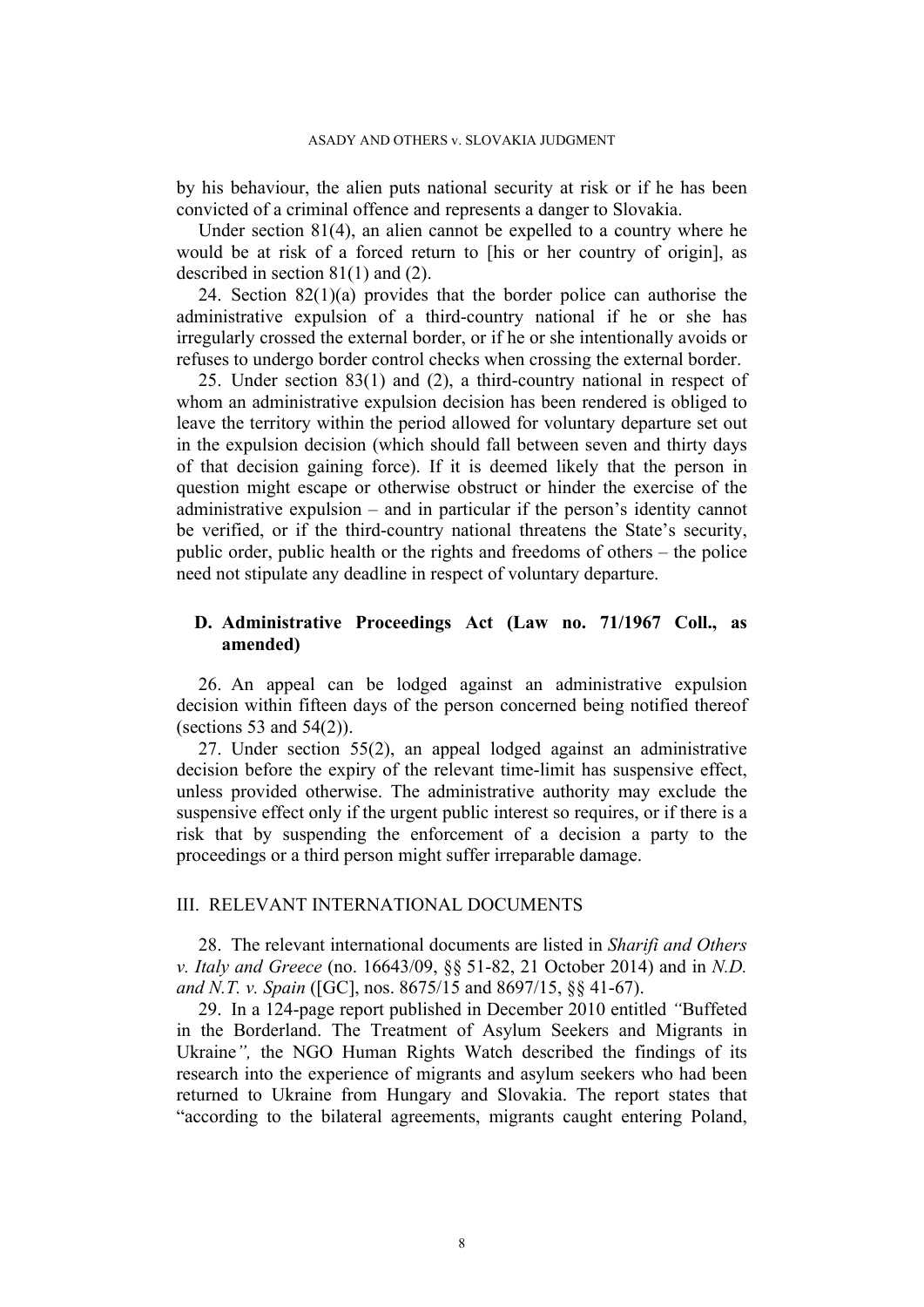by his behaviour, the alien puts national security at risk or if he has been convicted of a criminal offence and represents a danger to Slovakia.

Under section 81(4), an alien cannot be expelled to a country where he would be at risk of a forced return to [his or her country of origin], as described in section 81(1) and (2).

24. Section 82(1)(a) provides that the border police can authorise the administrative expulsion of a third-country national if he or she has irregularly crossed the external border, or if he or she intentionally avoids or refuses to undergo border control checks when crossing the external border.

25. Under section 83(1) and (2), a third-country national in respect of whom an administrative expulsion decision has been rendered is obliged to leave the territory within the period allowed for voluntary departure set out in the expulsion decision (which should fall between seven and thirty days of that decision gaining force). If it is deemed likely that the person in question might escape or otherwise obstruct or hinder the exercise of the administrative expulsion – and in particular if the person's identity cannot be verified, or if the third-country national threatens the State's security, public order, public health or the rights and freedoms of others – the police need not stipulate any deadline in respect of voluntary departure.

### D. Administrative Proceedings Act (Law no. 71/1967 Coll., as amended)

26. An appeal can be lodged against an administrative expulsion decision within fifteen days of the person concerned being notified thereof (sections 53 and 54(2)).

27. Under section 55(2), an appeal lodged against an administrative decision before the expiry of the relevant time-limit has suspensive effect, unless provided otherwise. The administrative authority may exclude the suspensive effect only if the urgent public interest so requires, or if there is a risk that by suspending the enforcement of a decision a party to the proceedings or a third person might suffer irreparable damage.

## III. RELEVANT INTERNATIONAL DOCUMENTS

28. The relevant international documents are listed in *Sharifi and Others v. Italy and Greece* (no. 16643/09, §§ 51-82, 21 October 2014) and in *N.D. and N.T. v. Spain* ([GC], nos. 8675/15 and 8697/15, §§ 41-67).

29. In a 124-page report published in December 2010 entitled *"*Buffeted in the Borderland. The Treatment of Asylum Seekers and Migrants in Ukraine*",* the NGO Human Rights Watch described the findings of its research into the experience of migrants and asylum seekers who had been returned to Ukraine from Hungary and Slovakia. The report states that "according to the bilateral agreements, migrants caught entering Poland,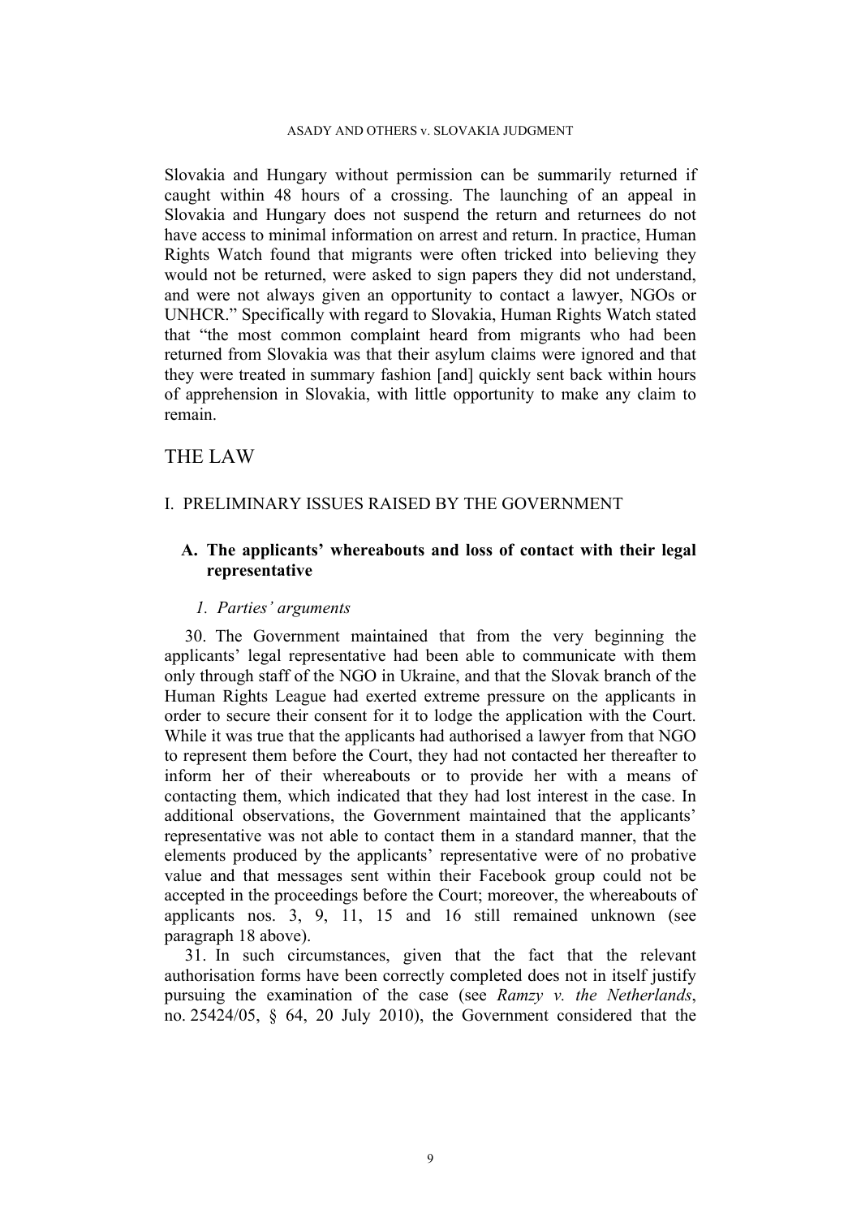Slovakia and Hungary without permission can be summarily returned if caught within 48 hours of a crossing. The launching of an appeal in Slovakia and Hungary does not suspend the return and returnees do not have access to minimal information on arrest and return. In practice, Human Rights Watch found that migrants were often tricked into believing they would not be returned, were asked to sign papers they did not understand, and were not always given an opportunity to contact a lawyer, NGOs or UNHCR." Specifically with regard to Slovakia, Human Rights Watch stated that "the most common complaint heard from migrants who had been returned from Slovakia was that their asylum claims were ignored and that they were treated in summary fashion [and] quickly sent back within hours of apprehension in Slovakia, with little opportunity to make any claim to remain.

# THE LAW

## I. PRELIMINARY ISSUES RAISED BY THE GOVERNMENT

### A. The applicants' whereabouts and loss of contact with their legal representative

#### *1. Parties' arguments*

30. The Government maintained that from the very beginning the applicants' legal representative had been able to communicate with them only through staff of the NGO in Ukraine, and that the Slovak branch of the Human Rights League had exerted extreme pressure on the applicants in order to secure their consent for it to lodge the application with the Court. While it was true that the applicants had authorised a lawyer from that NGO to represent them before the Court, they had not contacted her thereafter to inform her of their whereabouts or to provide her with a means of contacting them, which indicated that they had lost interest in the case. In additional observations, the Government maintained that the applicants' representative was not able to contact them in a standard manner, that the elements produced by the applicants' representative were of no probative value and that messages sent within their Facebook group could not be accepted in the proceedings before the Court; moreover, the whereabouts of applicants nos. 3, 9, 11, 15 and 16 still remained unknown (see paragraph 18 above).

31. In such circumstances, given that the fact that the relevant authorisation forms have been correctly completed does not in itself justify pursuing the examination of the case (see *Ramzy v. the Netherlands*, no. 25424/05, § 64, 20 July 2010), the Government considered that the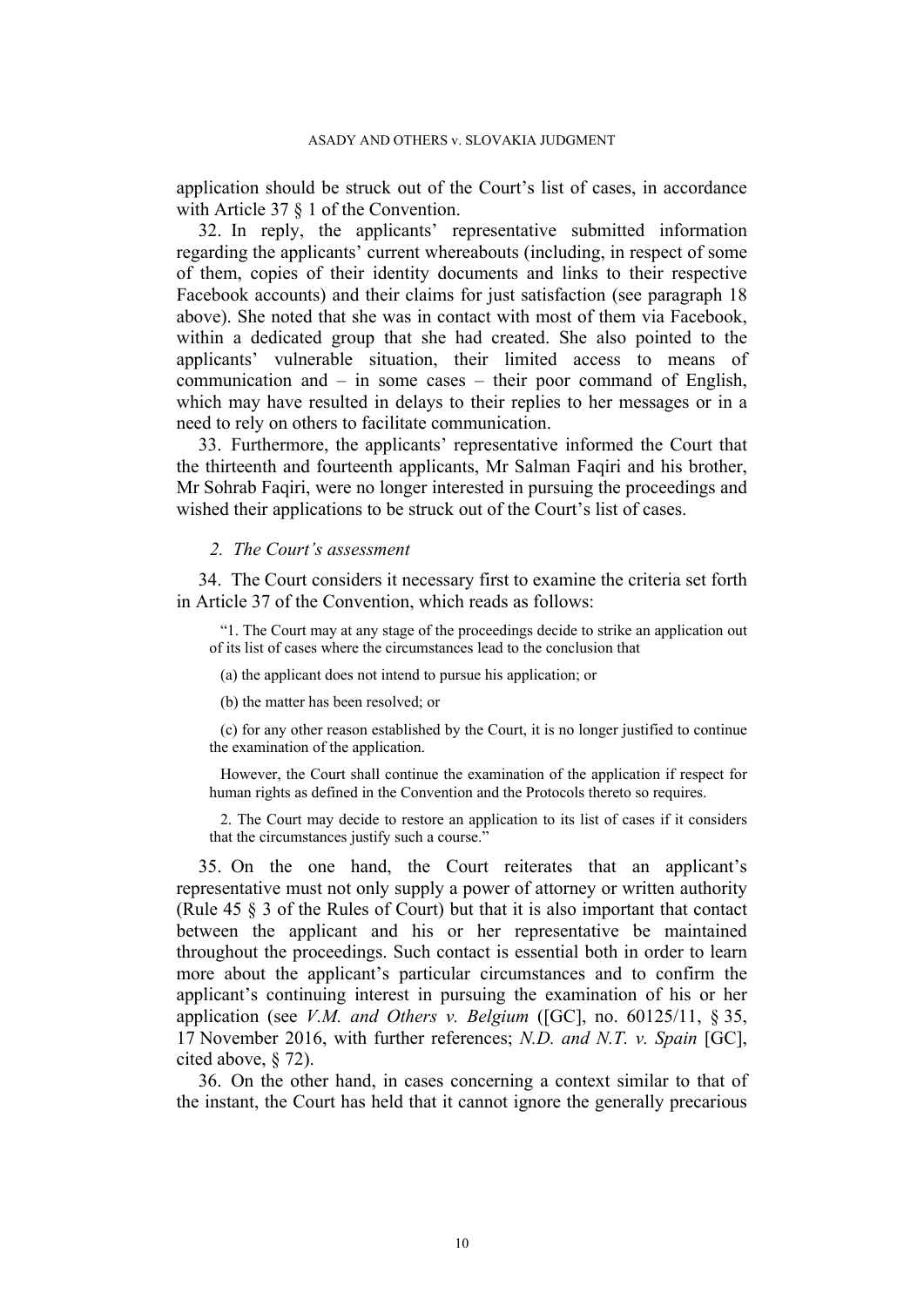application should be struck out of the Court's list of cases, in accordance with Article 37 § 1 of the Convention.

32. In reply, the applicants' representative submitted information regarding the applicants' current whereabouts (including, in respect of some of them, copies of their identity documents and links to their respective Facebook accounts) and their claims for just satisfaction (see paragraph 18 above). She noted that she was in contact with most of them via Facebook, within a dedicated group that she had created. She also pointed to the applicants' vulnerable situation, their limited access to means of communication and – in some cases – their poor command of English, which may have resulted in delays to their replies to her messages or in a need to rely on others to facilitate communication.

33. Furthermore, the applicants' representative informed the Court that the thirteenth and fourteenth applicants, Mr Salman Faqiri and his brother, Mr Sohrab Faqiri, were no longer interested in pursuing the proceedings and wished their applications to be struck out of the Court's list of cases.

### *2. The Court's assessment*

34. The Court considers it necessary first to examine the criteria set forth in Article 37 of the Convention, which reads as follows:

> "1. The Court may at any stage of the proceedings decide to strike an application out of its list of cases where the circumstances lead to the conclusion that
>
> (a) the applicant does not intend to pursue his application; or
>
> (b) the matter has been resolved; or
>
> (c) for any other reason established by the Court, it is no longer justified to continue the examination of the application.
>
> However, the Court shall continue the examination of the application if respect for human rights as defined in the Convention and the Protocols thereto so requires.
>
> 2. The Court may decide to restore an application to its list of cases if it considers that the circumstances justify such a course."

35. On the one hand, the Court reiterates that an applicant's representative must not only supply a power of attorney or written authority (Rule 45 § 3 of the Rules of Court) but that it is also important that contact between the applicant and his or her representative be maintained throughout the proceedings. Such contact is essential both in order to learn more about the applicant's particular circumstances and to confirm the applicant's continuing interest in pursuing the examination of his or her application (see *V.M. and Others v. Belgium* ([GC], no. 60125/11, § 35, 17 November 2016, with further references; *N.D. and N.T. v. Spain* [GC], cited above, § 72).

36. On the other hand, in cases concerning a context similar to that of the instant, the Court has held that it cannot ignore the generally precarious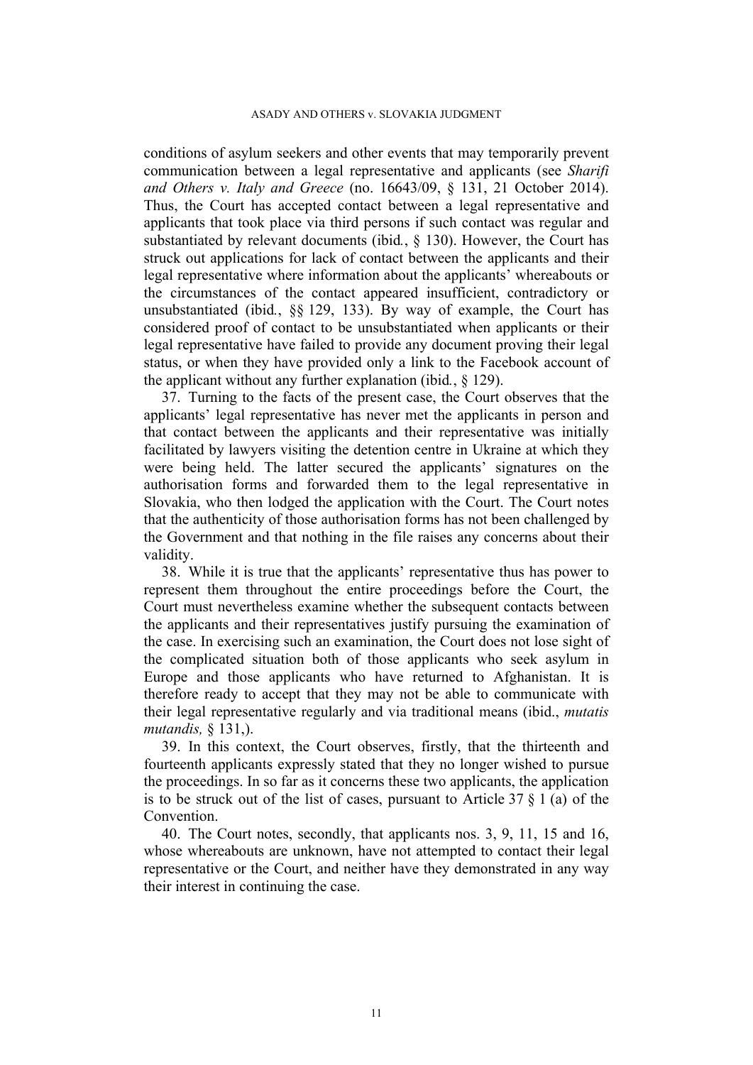conditions of asylum seekers and other events that may temporarily prevent communication between a legal representative and applicants (see *Sharifi and Others v. Italy and Greece* (no. 16643/09, § 131, 21 October 2014). Thus, the Court has accepted contact between a legal representative and applicants that took place via third persons if such contact was regular and substantiated by relevant documents (ibid*.*, § 130). However, the Court has struck out applications for lack of contact between the applicants and their legal representative where information about the applicants' whereabouts or the circumstances of the contact appeared insufficient, contradictory or unsubstantiated (ibid*.*, §§ 129, 133). By way of example, the Court has considered proof of contact to be unsubstantiated when applicants or their legal representative have failed to provide any document proving their legal status, or when they have provided only a link to the Facebook account of the applicant without any further explanation (ibid*.*, § 129).

37. Turning to the facts of the present case, the Court observes that the applicants' legal representative has never met the applicants in person and that contact between the applicants and their representative was initially facilitated by lawyers visiting the detention centre in Ukraine at which they were being held. The latter secured the applicants' signatures on the authorisation forms and forwarded them to the legal representative in Slovakia, who then lodged the application with the Court. The Court notes that the authenticity of those authorisation forms has not been challenged by the Government and that nothing in the file raises any concerns about their validity.

38. While it is true that the applicants' representative thus has power to represent them throughout the entire proceedings before the Court, the Court must nevertheless examine whether the subsequent contacts between the applicants and their representatives justify pursuing the examination of the case. In exercising such an examination, the Court does not lose sight of the complicated situation both of those applicants who seek asylum in Europe and those applicants who have returned to Afghanistan. It is therefore ready to accept that they may not be able to communicate with their legal representative regularly and via traditional means (ibid., *mutatis mutandis,* § 131,).

39. In this context, the Court observes, firstly, that the thirteenth and fourteenth applicants expressly stated that they no longer wished to pursue the proceedings. In so far as it concerns these two applicants, the application is to be struck out of the list of cases, pursuant to Article 37 § 1 (a) of the Convention.

40. The Court notes, secondly, that applicants nos. 3, 9, 11, 15 and 16, whose whereabouts are unknown, have not attempted to contact their legal representative or the Court, and neither have they demonstrated in any way their interest in continuing the case.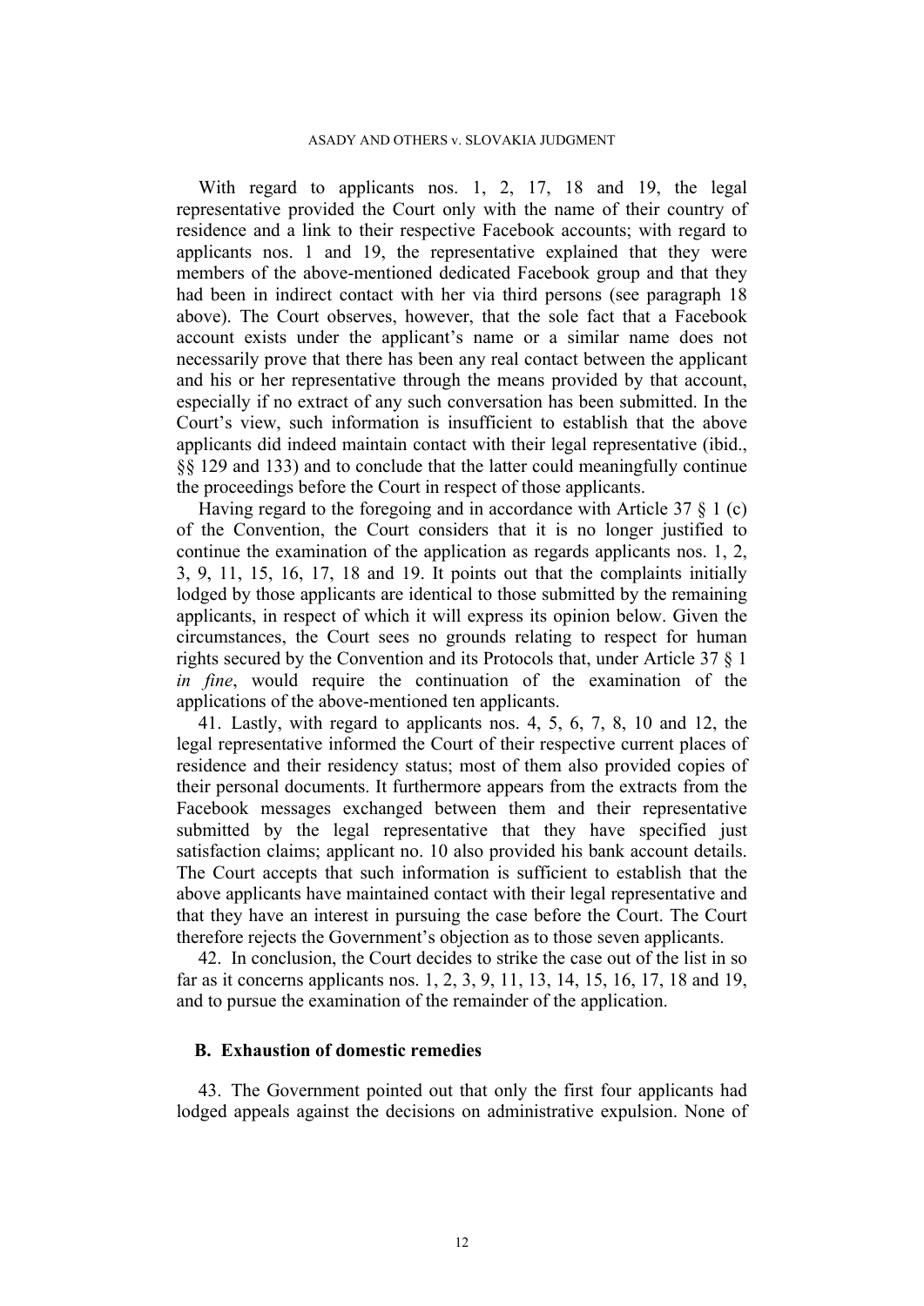With regard to applicants nos. 1, 2, 17, 18 and 19, the legal representative provided the Court only with the name of their country of residence and a link to their respective Facebook accounts; with regard to applicants nos. 1 and 19, the representative explained that they were members of the above-mentioned dedicated Facebook group and that they had been in indirect contact with her via third persons (see paragraph 18 above). The Court observes, however, that the sole fact that a Facebook account exists under the applicant's name or a similar name does not necessarily prove that there has been any real contact between the applicant and his or her representative through the means provided by that account, especially if no extract of any such conversation has been submitted. In the Court's view, such information is insufficient to establish that the above applicants did indeed maintain contact with their legal representative (ibid., §§ 129 and 133) and to conclude that the latter could meaningfully continue the proceedings before the Court in respect of those applicants.

Having regard to the foregoing and in accordance with Article 37 § 1 (c) of the Convention, the Court considers that it is no longer justified to continue the examination of the application as regards applicants nos. 1, 2, 3, 9, 11, 15, 16, 17, 18 and 19. It points out that the complaints initially lodged by those applicants are identical to those submitted by the remaining applicants, in respect of which it will express its opinion below. Given the circumstances, the Court sees no grounds relating to respect for human rights secured by the Convention and its Protocols that, under Article 37 § 1 *in fine*, would require the continuation of the examination of the applications of the above-mentioned ten applicants.

41. Lastly, with regard to applicants nos. 4, 5, 6, 7, 8, 10 and 12, the legal representative informed the Court of their respective current places of residence and their residency status; most of them also provided copies of their personal documents. It furthermore appears from the extracts from the Facebook messages exchanged between them and their representative submitted by the legal representative that they have specified just satisfaction claims; applicant no. 10 also provided his bank account details. The Court accepts that such information is sufficient to establish that the above applicants have maintained contact with their legal representative and that they have an interest in pursuing the case before the Court. The Court therefore rejects the Government's objection as to those seven applicants.

42. In conclusion, the Court decides to strike the case out of the list in so far as it concerns applicants nos. 1, 2, 3, 9, 11, 13, 14, 15, 16, 17, 18 and 19, and to pursue the examination of the remainder of the application.

### B. Exhaustion of domestic remedies

43. The Government pointed out that only the first four applicants had lodged appeals against the decisions on administrative expulsion. None of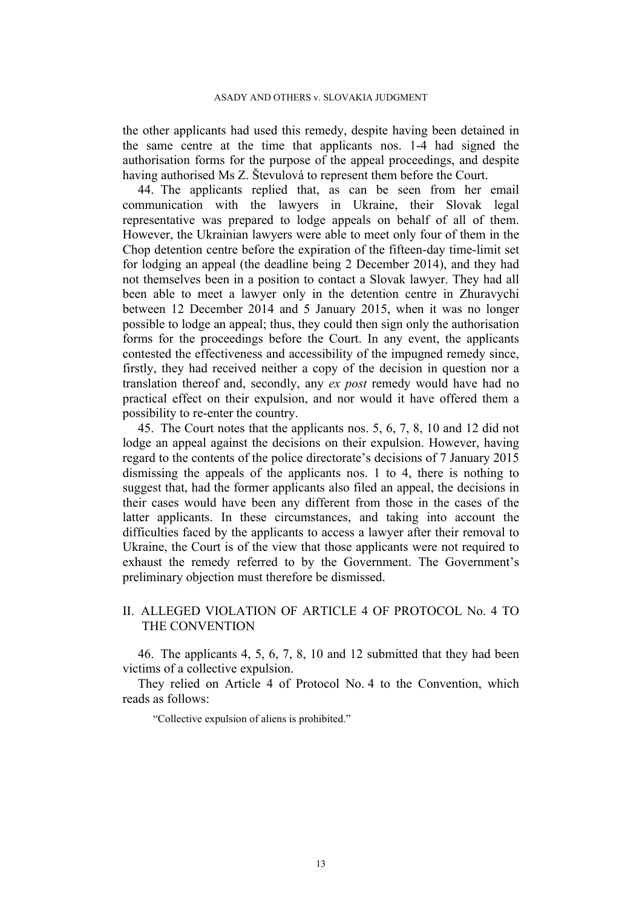the other applicants had used this remedy, despite having been detained in the same centre at the time that applicants nos. 1-4 had signed the authorisation forms for the purpose of the appeal proceedings, and despite having authorised Ms Z. Števulová to represent them before the Court.

44. The applicants replied that, as can be seen from her email communication with the lawyers in Ukraine, their Slovak legal representative was prepared to lodge appeals on behalf of all of them. However, the Ukrainian lawyers were able to meet only four of them in the Chop detention centre before the expiration of the fifteen-day time-limit set for lodging an appeal (the deadline being 2 December 2014), and they had not themselves been in a position to contact a Slovak lawyer. They had all been able to meet a lawyer only in the detention centre in Zhuravychi between 12 December 2014 and 5 January 2015, when it was no longer possible to lodge an appeal; thus, they could then sign only the authorisation forms for the proceedings before the Court. In any event, the applicants contested the effectiveness and accessibility of the impugned remedy since, firstly, they had received neither a copy of the decision in question nor a translation thereof and, secondly, any *ex post* remedy would have had no practical effect on their expulsion, and nor would it have offered them a possibility to re-enter the country.

45. The Court notes that the applicants nos. 5, 6, 7, 8, 10 and 12 did not lodge an appeal against the decisions on their expulsion. However, having regard to the contents of the police directorate's decisions of 7 January 2015 dismissing the appeals of the applicants nos. 1 to 4, there is nothing to suggest that, had the former applicants also filed an appeal, the decisions in their cases would have been any different from those in the cases of the latter applicants. In these circumstances, and taking into account the difficulties faced by the applicants to access a lawyer after their removal to Ukraine, the Court is of the view that those applicants were not required to exhaust the remedy referred to by the Government. The Government's preliminary objection must therefore be dismissed.

## II. ALLEGED VIOLATION OF ARTICLE 4 OF PROTOCOL No. 4 TO THE CONVENTION

46. The applicants 4, 5, 6, 7, 8, 10 and 12 submitted that they had been victims of a collective expulsion.

They relied on Article 4 of Protocol No. 4 to the Convention, which reads as follows:

> "Collective expulsion of aliens is prohibited."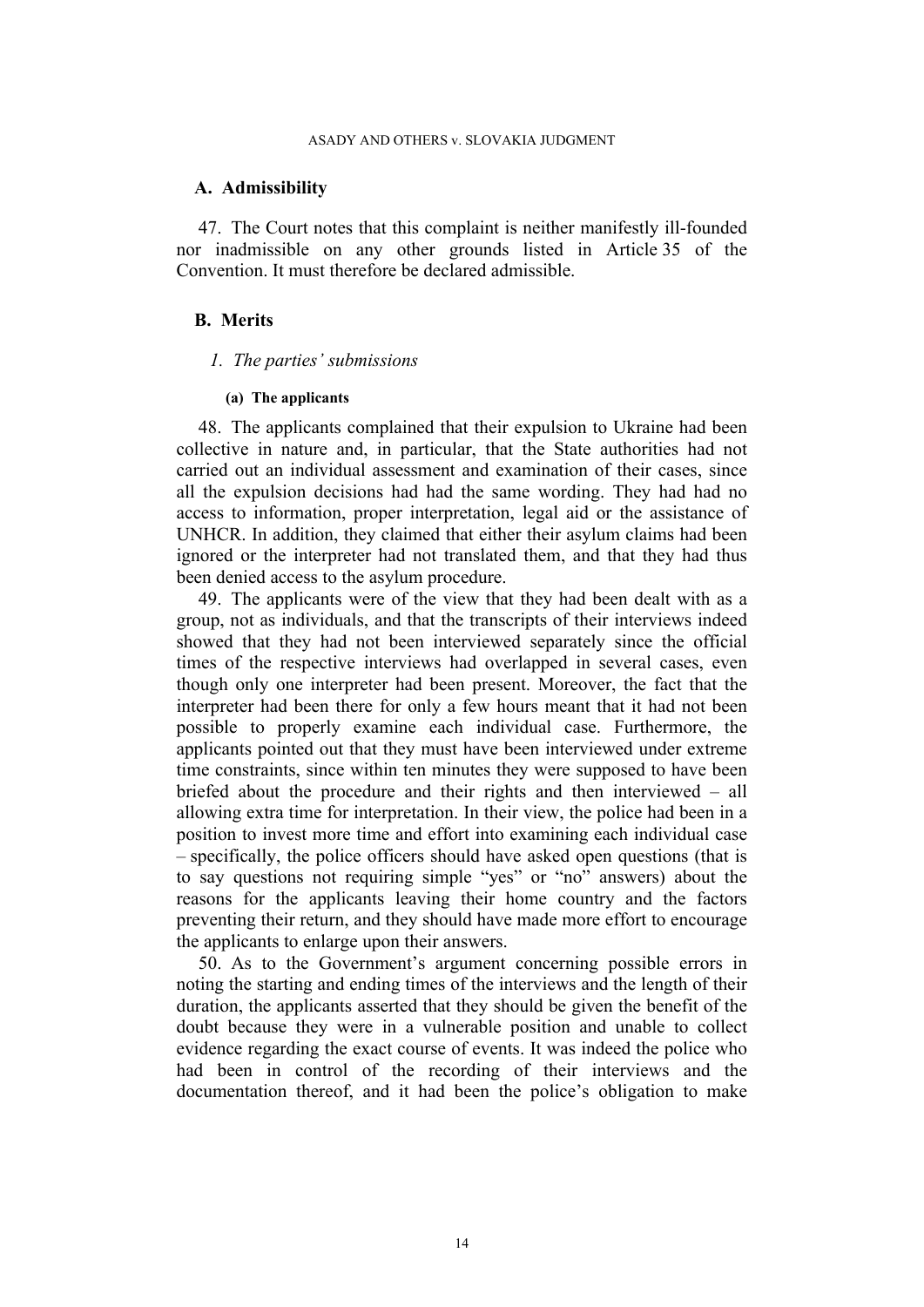## A. Admissibility

47. The Court notes that this complaint is neither manifestly ill-founded nor inadmissible on any other grounds listed in Article 35 of the Convention. It must therefore be declared admissible.

## B. Merits

### *1. The parties' submissions*

#### (a) The applicants

48. The applicants complained that their expulsion to Ukraine had been collective in nature and, in particular, that the State authorities had not carried out an individual assessment and examination of their cases, since all the expulsion decisions had had the same wording. They had had no access to information, proper interpretation, legal aid or the assistance of UNHCR. In addition, they claimed that either their asylum claims had been ignored or the interpreter had not translated them, and that they had thus been denied access to the asylum procedure.

49. The applicants were of the view that they had been dealt with as a group, not as individuals, and that the transcripts of their interviews indeed showed that they had not been interviewed separately since the official times of the respective interviews had overlapped in several cases, even though only one interpreter had been present. Moreover, the fact that the interpreter had been there for only a few hours meant that it had not been possible to properly examine each individual case. Furthermore, the applicants pointed out that they must have been interviewed under extreme time constraints, since within ten minutes they were supposed to have been briefed about the procedure and their rights and then interviewed – all allowing extra time for interpretation. In their view, the police had been in a position to invest more time and effort into examining each individual case – specifically, the police officers should have asked open questions (that is to say questions not requiring simple "yes" or "no" answers) about the reasons for the applicants leaving their home country and the factors preventing their return, and they should have made more effort to encourage the applicants to enlarge upon their answers.

50. As to the Government's argument concerning possible errors in noting the starting and ending times of the interviews and the length of their duration, the applicants asserted that they should be given the benefit of the doubt because they were in a vulnerable position and unable to collect evidence regarding the exact course of events. It was indeed the police who had been in control of the recording of their interviews and the documentation thereof, and it had been the police's obligation to make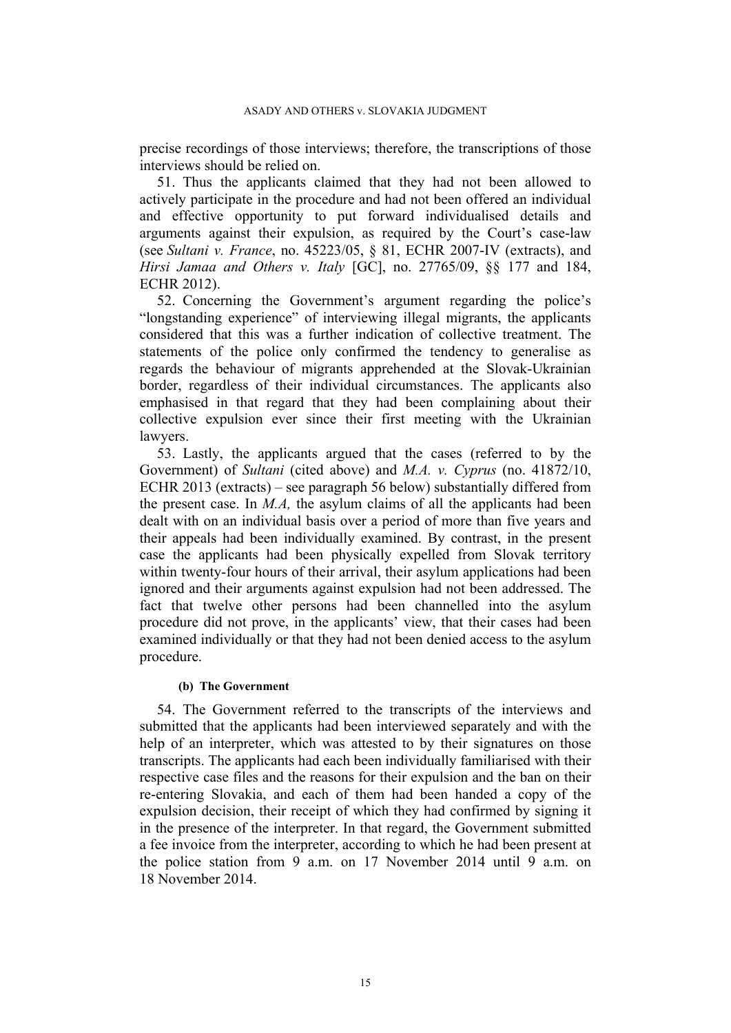precise recordings of those interviews; therefore, the transcriptions of those interviews should be relied on.

51. Thus the applicants claimed that they had not been allowed to actively participate in the procedure and had not been offered an individual and effective opportunity to put forward individualised details and arguments against their expulsion, as required by the Court's case-law (see *Sultani v. France*, no. 45223/05, § 81, ECHR 2007-IV (extracts), and *Hirsi Jamaa and Others v. Italy* [GC], no. 27765/09, §§ 177 and 184, ECHR 2012).

52. Concerning the Government's argument regarding the police's "longstanding experience" of interviewing illegal migrants, the applicants considered that this was a further indication of collective treatment. The statements of the police only confirmed the tendency to generalise as regards the behaviour of migrants apprehended at the Slovak-Ukrainian border, regardless of their individual circumstances. The applicants also emphasised in that regard that they had been complaining about their collective expulsion ever since their first meeting with the Ukrainian lawyers.

53. Lastly, the applicants argued that the cases (referred to by the Government) of *Sultani* (cited above) and *M.A. v. Cyprus* (no. 41872/10, ECHR 2013 (extracts) – see paragraph 56 below) substantially differed from the present case. In *M.A,* the asylum claims of all the applicants had been dealt with on an individual basis over a period of more than five years and their appeals had been individually examined. By contrast, in the present case the applicants had been physically expelled from Slovak territory within twenty-four hours of their arrival, their asylum applications had been ignored and their arguments against expulsion had not been addressed. The fact that twelve other persons had been channelled into the asylum procedure did not prove, in the applicants' view, that their cases had been examined individually or that they had not been denied access to the asylum procedure.

#### (b) The Government

54. The Government referred to the transcripts of the interviews and submitted that the applicants had been interviewed separately and with the help of an interpreter, which was attested to by their signatures on those transcripts. The applicants had each been individually familiarised with their respective case files and the reasons for their expulsion and the ban on their re-entering Slovakia, and each of them had been handed a copy of the expulsion decision, their receipt of which they had confirmed by signing it in the presence of the interpreter. In that regard, the Government submitted a fee invoice from the interpreter, according to which he had been present at the police station from 9 a.m. on 17 November 2014 until 9 a.m. on 18 November 2014.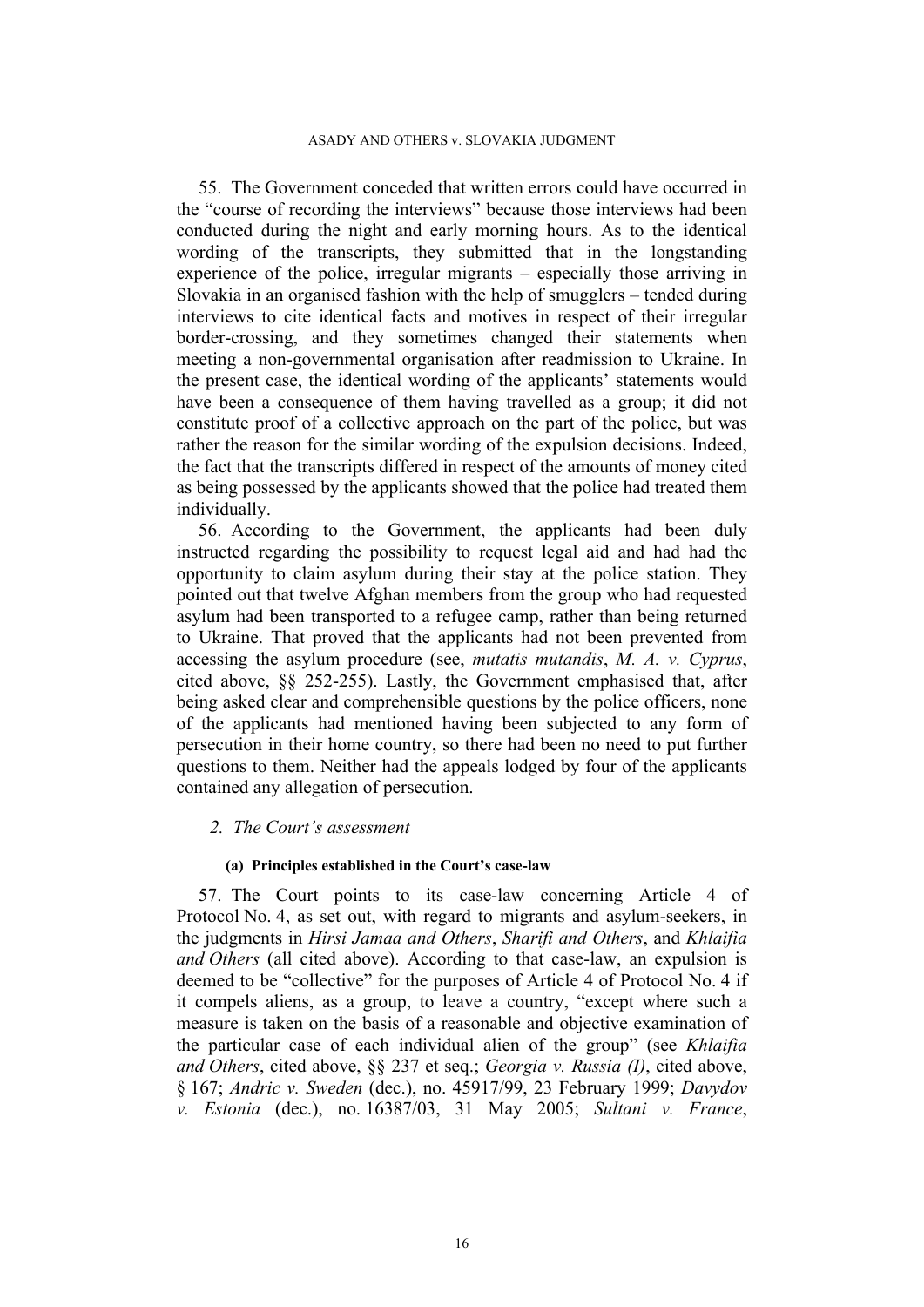55. The Government conceded that written errors could have occurred in the "course of recording the interviews" because those interviews had been conducted during the night and early morning hours. As to the identical wording of the transcripts, they submitted that in the longstanding experience of the police, irregular migrants – especially those arriving in Slovakia in an organised fashion with the help of smugglers – tended during interviews to cite identical facts and motives in respect of their irregular border-crossing, and they sometimes changed their statements when meeting a non-governmental organisation after readmission to Ukraine. In the present case, the identical wording of the applicants' statements would have been a consequence of them having travelled as a group; it did not constitute proof of a collective approach on the part of the police, but was rather the reason for the similar wording of the expulsion decisions. Indeed, the fact that the transcripts differed in respect of the amounts of money cited as being possessed by the applicants showed that the police had treated them individually.

56. According to the Government, the applicants had been duly instructed regarding the possibility to request legal aid and had had the opportunity to claim asylum during their stay at the police station. They pointed out that twelve Afghan members from the group who had requested asylum had been transported to a refugee camp, rather than being returned to Ukraine. That proved that the applicants had not been prevented from accessing the asylum procedure (see, *mutatis mutandis*, *M. A. v. Cyprus*, cited above, §§ 252-255). Lastly, the Government emphasised that, after being asked clear and comprehensible questions by the police officers, none of the applicants had mentioned having been subjected to any form of persecution in their home country, so there had been no need to put further questions to them. Neither had the appeals lodged by four of the applicants contained any allegation of persecution.

## 2. *The Court's assessment*

### (a) Principles established in the Court's case-law

57. The Court points to its case-law concerning Article 4 of Protocol No. 4, as set out, with regard to migrants and asylum-seekers, in the judgments in *Hirsi Jamaa and Others*, *Sharifi and Others*, and *Khlaifia and Others* (all cited above). According to that case-law, an expulsion is deemed to be "collective" for the purposes of Article 4 of Protocol No. 4 if it compels aliens, as a group, to leave a country, "except where such a measure is taken on the basis of a reasonable and objective examination of the particular case of each individual alien of the group" (see *Khlaifia and Others*, cited above, §§ 237 et seq.; *Georgia v. Russia (I)*, cited above, § 167; *Andric v. Sweden* (dec.), no. 45917/99, 23 February 1999; *Davydov v. Estonia* (dec.), no. 16387/03, 31 May 2005; *Sultani v. France*,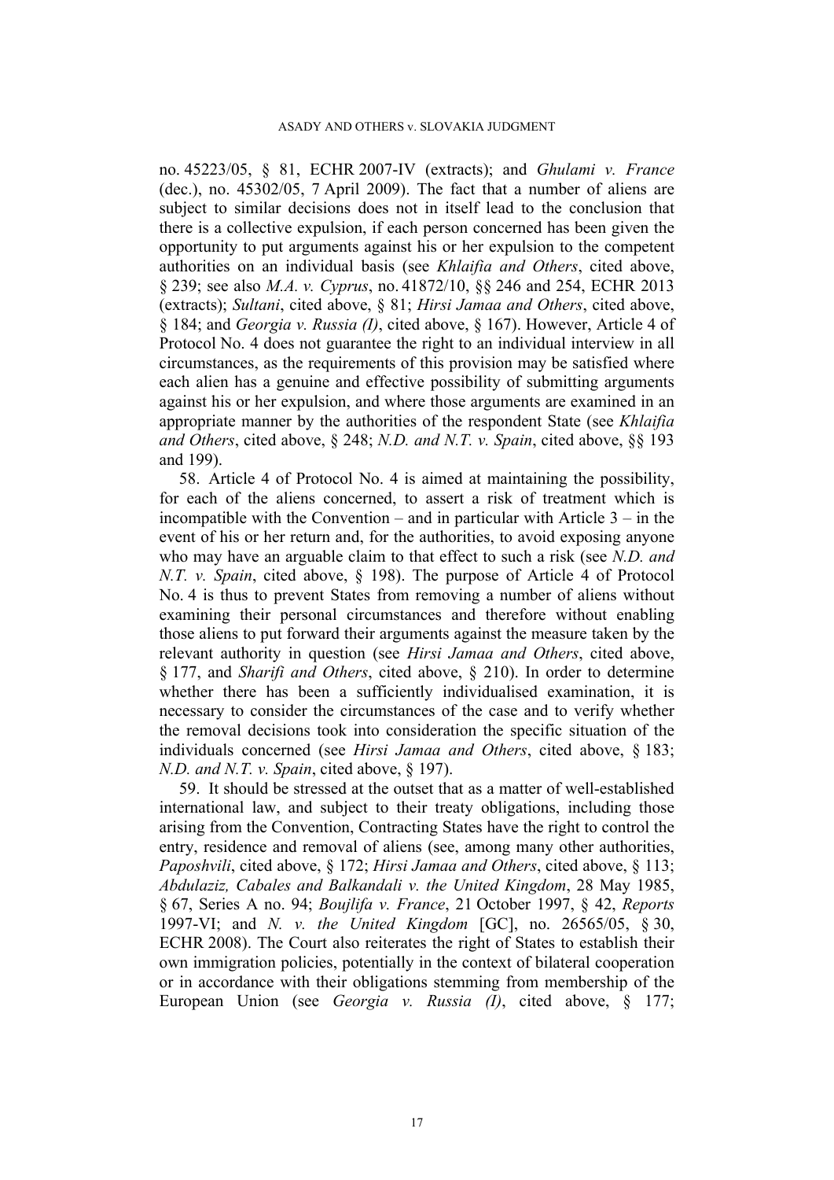no. 45223/05, § 81, ECHR 2007-IV (extracts); and *Ghulami v. France* (dec.), no. 45302/05, 7 April 2009). The fact that a number of aliens are subject to similar decisions does not in itself lead to the conclusion that there is a collective expulsion, if each person concerned has been given the opportunity to put arguments against his or her expulsion to the competent authorities on an individual basis (see *Khlaifia and Others*, cited above, § 239; see also *M.A. v. Cyprus*, no. 41872/10, §§ 246 and 254, ECHR 2013 (extracts); *Sultani*, cited above, § 81; *Hirsi Jamaa and Others*, cited above, § 184; and *Georgia v. Russia (I)*, cited above, § 167). However, Article 4 of Protocol No. 4 does not guarantee the right to an individual interview in all circumstances, as the requirements of this provision may be satisfied where each alien has a genuine and effective possibility of submitting arguments against his or her expulsion, and where those arguments are examined in an appropriate manner by the authorities of the respondent State (see *Khlaifia and Others*, cited above, § 248; *N.D. and N.T. v. Spain*, cited above, §§ 193 and 199).

58. Article 4 of Protocol No. 4 is aimed at maintaining the possibility, for each of the aliens concerned, to assert a risk of treatment which is incompatible with the Convention – and in particular with Article 3 – in the event of his or her return and, for the authorities, to avoid exposing anyone who may have an arguable claim to that effect to such a risk (see *N.D. and N.T. v. Spain*, cited above, § 198). The purpose of Article 4 of Protocol No. 4 is thus to prevent States from removing a number of aliens without examining their personal circumstances and therefore without enabling those aliens to put forward their arguments against the measure taken by the relevant authority in question (see *Hirsi Jamaa and Others*, cited above, § 177, and *Sharifi and Others*, cited above, § 210). In order to determine whether there has been a sufficiently individualised examination, it is necessary to consider the circumstances of the case and to verify whether the removal decisions took into consideration the specific situation of the individuals concerned (see *Hirsi Jamaa and Others*, cited above, § 183; *N.D. and N.T. v. Spain*, cited above, § 197).

59. It should be stressed at the outset that as a matter of well-established international law, and subject to their treaty obligations, including those arising from the Convention, Contracting States have the right to control the entry, residence and removal of aliens (see, among many other authorities, *Paposhvili*, cited above, § 172; *Hirsi Jamaa and Others*, cited above, § 113; *Abdulaziz, Cabales and Balkandali v. the United Kingdom*, 28 May 1985, § 67, Series A no. 94; *Boujlifa v. France*, 21 October 1997, § 42, *Reports* 1997-VI; and *N. v. the United Kingdom* [GC], no. 26565/05, § 30, ECHR 2008). The Court also reiterates the right of States to establish their own immigration policies, potentially in the context of bilateral cooperation or in accordance with their obligations stemming from membership of the European Union (see *Georgia v. Russia (I)*, cited above, § 177;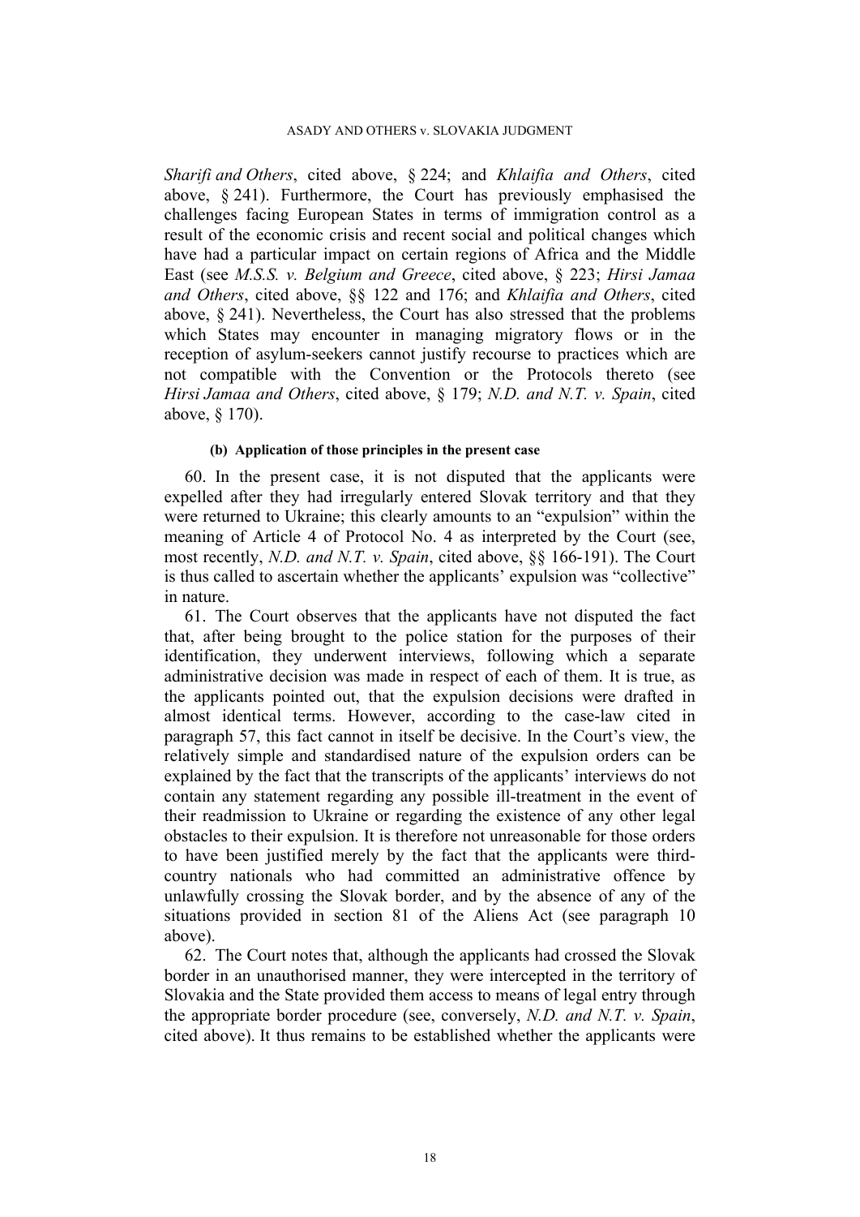*Sharifi and Others*, cited above, § 224; and *Khlaifia and Others*, cited above, § 241). Furthermore, the Court has previously emphasised the challenges facing European States in terms of immigration control as a result of the economic crisis and recent social and political changes which have had a particular impact on certain regions of Africa and the Middle East (see *M.S.S. v. Belgium and Greece*, cited above, § 223; *Hirsi Jamaa and Others*, cited above, §§ 122 and 176; and *Khlaifia and Others*, cited above, § 241). Nevertheless, the Court has also stressed that the problems which States may encounter in managing migratory flows or in the reception of asylum-seekers cannot justify recourse to practices which are not compatible with the Convention or the Protocols thereto (see *Hirsi Jamaa and Others*, cited above, § 179; *N.D. and N.T. v. Spain*, cited above, § 170).

#### (b) Application of those principles in the present case

60. In the present case, it is not disputed that the applicants were expelled after they had irregularly entered Slovak territory and that they were returned to Ukraine; this clearly amounts to an "expulsion" within the meaning of Article 4 of Protocol No. 4 as interpreted by the Court (see, most recently, *N.D. and N.T. v. Spain*, cited above, §§ 166-191). The Court is thus called to ascertain whether the applicants' expulsion was "collective" in nature.

61. The Court observes that the applicants have not disputed the fact that, after being brought to the police station for the purposes of their identification, they underwent interviews, following which a separate administrative decision was made in respect of each of them. It is true, as the applicants pointed out, that the expulsion decisions were drafted in almost identical terms. However, according to the case-law cited in paragraph 57, this fact cannot in itself be decisive. In the Court's view, the relatively simple and standardised nature of the expulsion orders can be explained by the fact that the transcripts of the applicants' interviews do not contain any statement regarding any possible ill-treatment in the event of their readmission to Ukraine or regarding the existence of any other legal obstacles to their expulsion. It is therefore not unreasonable for those orders to have been justified merely by the fact that the applicants were third-country nationals who had committed an administrative offence by unlawfully crossing the Slovak border, and by the absence of any of the situations provided in section 81 of the Aliens Act (see paragraph 10 above).

62. The Court notes that, although the applicants had crossed the Slovak border in an unauthorised manner, they were intercepted in the territory of Slovakia and the State provided them access to means of legal entry through the appropriate border procedure (see, conversely, *N.D. and N.T. v. Spain*, cited above). It thus remains to be established whether the applicants were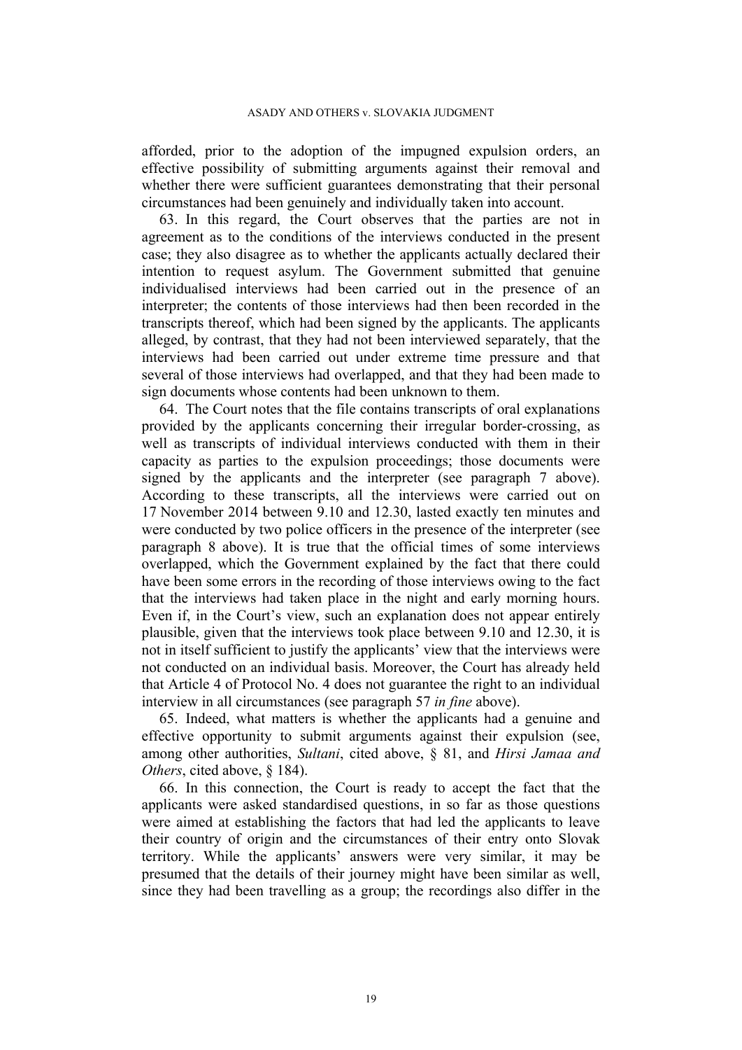afforded, prior to the adoption of the impugned expulsion orders, an effective possibility of submitting arguments against their removal and whether there were sufficient guarantees demonstrating that their personal circumstances had been genuinely and individually taken into account.

63. In this regard, the Court observes that the parties are not in agreement as to the conditions of the interviews conducted in the present case; they also disagree as to whether the applicants actually declared their intention to request asylum. The Government submitted that genuine individualised interviews had been carried out in the presence of an interpreter; the contents of those interviews had then been recorded in the transcripts thereof, which had been signed by the applicants. The applicants alleged, by contrast, that they had not been interviewed separately, that the interviews had been carried out under extreme time pressure and that several of those interviews had overlapped, and that they had been made to sign documents whose contents had been unknown to them.

64. The Court notes that the file contains transcripts of oral explanations provided by the applicants concerning their irregular border-crossing, as well as transcripts of individual interviews conducted with them in their capacity as parties to the expulsion proceedings; those documents were signed by the applicants and the interpreter (see paragraph 7 above). According to these transcripts, all the interviews were carried out on 17 November 2014 between 9.10 and 12.30, lasted exactly ten minutes and were conducted by two police officers in the presence of the interpreter (see paragraph 8 above). It is true that the official times of some interviews overlapped, which the Government explained by the fact that there could have been some errors in the recording of those interviews owing to the fact that the interviews had taken place in the night and early morning hours. Even if, in the Court's view, such an explanation does not appear entirely plausible, given that the interviews took place between 9.10 and 12.30, it is not in itself sufficient to justify the applicants' view that the interviews were not conducted on an individual basis. Moreover, the Court has already held that Article 4 of Protocol No. 4 does not guarantee the right to an individual interview in all circumstances (see paragraph 57 *in fine* above).

65. Indeed, what matters is whether the applicants had a genuine and effective opportunity to submit arguments against their expulsion (see, among other authorities, *Sultani*, cited above, § 81, and *Hirsi Jamaa and Others*, cited above, § 184).

66. In this connection, the Court is ready to accept the fact that the applicants were asked standardised questions, in so far as those questions were aimed at establishing the factors that had led the applicants to leave their country of origin and the circumstances of their entry onto Slovak territory. While the applicants' answers were very similar, it may be presumed that the details of their journey might have been similar as well, since they had been travelling as a group; the recordings also differ in the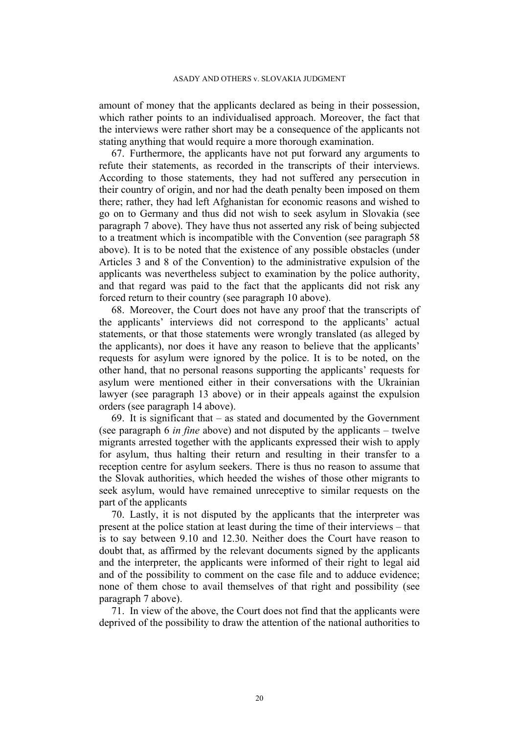amount of money that the applicants declared as being in their possession, which rather points to an individualised approach. Moreover, the fact that the interviews were rather short may be a consequence of the applicants not stating anything that would require a more thorough examination.

67. Furthermore, the applicants have not put forward any arguments to refute their statements, as recorded in the transcripts of their interviews. According to those statements, they had not suffered any persecution in their country of origin, and nor had the death penalty been imposed on them there; rather, they had left Afghanistan for economic reasons and wished to go on to Germany and thus did not wish to seek asylum in Slovakia (see paragraph 7 above). They have thus not asserted any risk of being subjected to a treatment which is incompatible with the Convention (see paragraph 58 above). It is to be noted that the existence of any possible obstacles (under Articles 3 and 8 of the Convention) to the administrative expulsion of the applicants was nevertheless subject to examination by the police authority, and that regard was paid to the fact that the applicants did not risk any forced return to their country (see paragraph 10 above).

68. Moreover, the Court does not have any proof that the transcripts of the applicants' interviews did not correspond to the applicants' actual statements, or that those statements were wrongly translated (as alleged by the applicants), nor does it have any reason to believe that the applicants' requests for asylum were ignored by the police. It is to be noted, on the other hand, that no personal reasons supporting the applicants' requests for asylum were mentioned either in their conversations with the Ukrainian lawyer (see paragraph 13 above) or in their appeals against the expulsion orders (see paragraph 14 above).

69. It is significant that – as stated and documented by the Government (see paragraph 6 *in fine* above) and not disputed by the applicants – twelve migrants arrested together with the applicants expressed their wish to apply for asylum, thus halting their return and resulting in their transfer to a reception centre for asylum seekers. There is thus no reason to assume that the Slovak authorities, which heeded the wishes of those other migrants to seek asylum, would have remained unreceptive to similar requests on the part of the applicants

70. Lastly, it is not disputed by the applicants that the interpreter was present at the police station at least during the time of their interviews – that is to say between 9.10 and 12.30. Neither does the Court have reason to doubt that, as affirmed by the relevant documents signed by the applicants and the interpreter, the applicants were informed of their right to legal aid and of the possibility to comment on the case file and to adduce evidence; none of them chose to avail themselves of that right and possibility (see paragraph 7 above).

71. In view of the above, the Court does not find that the applicants were deprived of the possibility to draw the attention of the national authorities to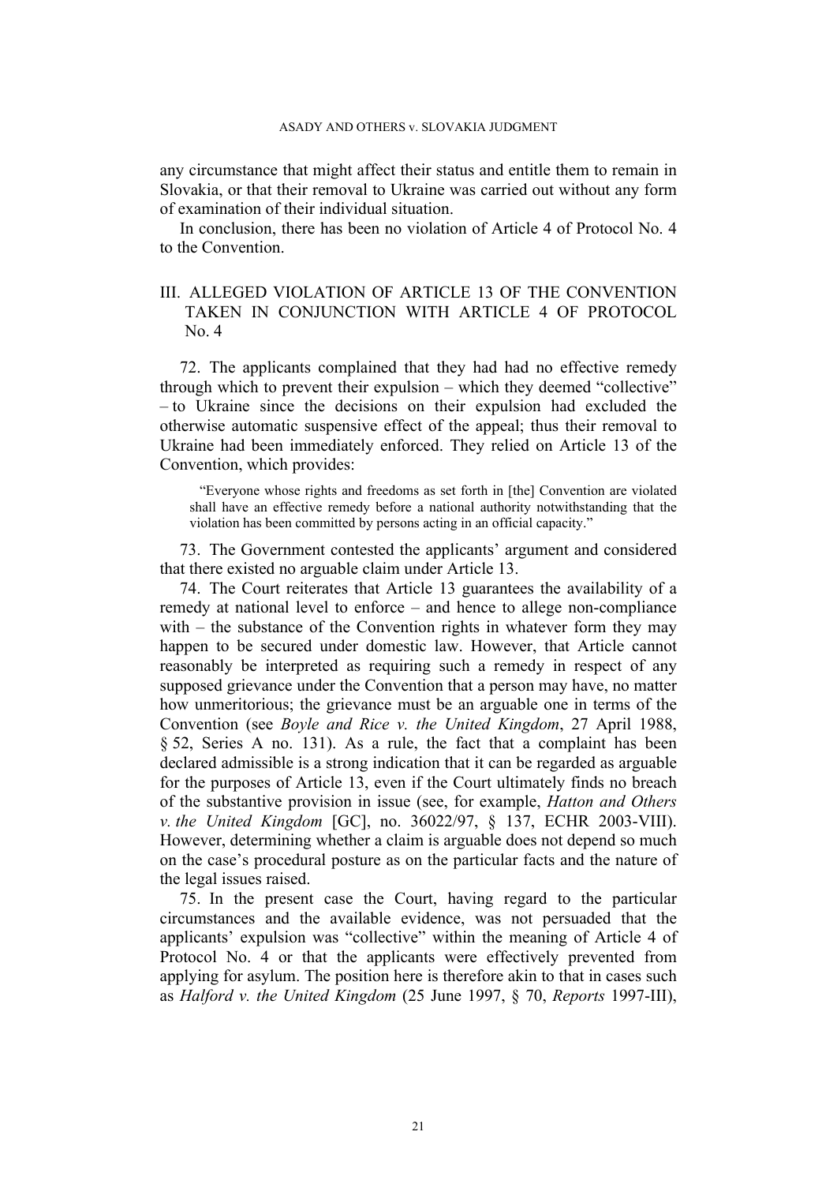any circumstance that might affect their status and entitle them to remain in Slovakia, or that their removal to Ukraine was carried out without any form of examination of their individual situation.

In conclusion, there has been no violation of Article 4 of Protocol No. 4 to the Convention.

## III. ALLEGED VIOLATION OF ARTICLE 13 OF THE CONVENTION TAKEN IN CONJUNCTION WITH ARTICLE 4 OF PROTOCOL No. 4

72. The applicants complained that they had had no effective remedy through which to prevent their expulsion – which they deemed "collective" – to Ukraine since the decisions on their expulsion had excluded the otherwise automatic suspensive effect of the appeal; thus their removal to Ukraine had been immediately enforced. They relied on Article 13 of the Convention, which provides:

> "Everyone whose rights and freedoms as set forth in [the] Convention are violated shall have an effective remedy before a national authority notwithstanding that the violation has been committed by persons acting in an official capacity."

73. The Government contested the applicants' argument and considered that there existed no arguable claim under Article 13.

74. The Court reiterates that Article 13 guarantees the availability of a remedy at national level to enforce – and hence to allege non-compliance with – the substance of the Convention rights in whatever form they may happen to be secured under domestic law. However, that Article cannot reasonably be interpreted as requiring such a remedy in respect of any supposed grievance under the Convention that a person may have, no matter how unmeritorious; the grievance must be an arguable one in terms of the Convention (see *Boyle and Rice v. the United Kingdom*, 27 April 1988, § 52, Series A no. 131). As a rule, the fact that a complaint has been declared admissible is a strong indication that it can be regarded as arguable for the purposes of Article 13, even if the Court ultimately finds no breach of the substantive provision in issue (see, for example, *Hatton and Others v. the United Kingdom* [GC], no. 36022/97, § 137, ECHR 2003-VIII). However, determining whether a claim is arguable does not depend so much on the case's procedural posture as on the particular facts and the nature of the legal issues raised.

75. In the present case the Court, having regard to the particular circumstances and the available evidence, was not persuaded that the applicants' expulsion was "collective" within the meaning of Article 4 of Protocol No. 4 or that the applicants were effectively prevented from applying for asylum. The position here is therefore akin to that in cases such as *Halford v. the United Kingdom* (25 June 1997, § 70, *Reports* 1997-III),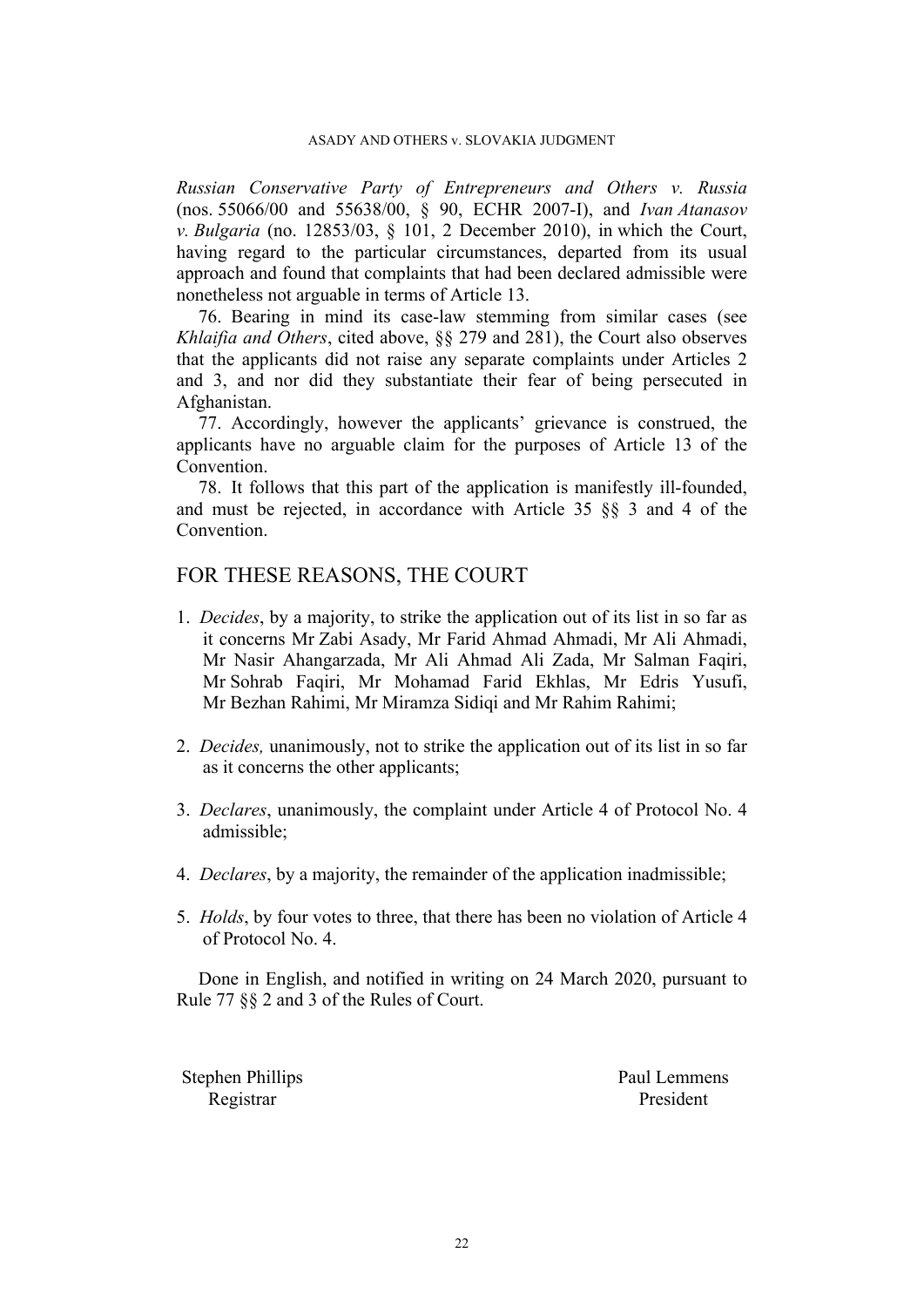*Russian Conservative Party of Entrepreneurs and Others v. Russia* (nos. 55066/00 and 55638/00, § 90, ECHR 2007-I), and *Ivan Atanasov v. Bulgaria* (no. 12853/03, § 101, 2 December 2010), in which the Court, having regard to the particular circumstances, departed from its usual approach and found that complaints that had been declared admissible were nonetheless not arguable in terms of Article 13.

76. Bearing in mind its case-law stemming from similar cases (see *Khlaifia and Others*, cited above, §§ 279 and 281), the Court also observes that the applicants did not raise any separate complaints under Articles 2 and 3, and nor did they substantiate their fear of being persecuted in Afghanistan.

77. Accordingly, however the applicants' grievance is construed, the applicants have no arguable claim for the purposes of Article 13 of the Convention.

78. It follows that this part of the application is manifestly ill-founded, and must be rejected, in accordance with Article 35 §§ 3 and 4 of the Convention.

## FOR THESE REASONS, THE COURT

1. *Decides*, by a majority, to strike the application out of its list in so far as it concerns Mr Zabi Asady, Mr Farid Ahmad Ahmadi, Mr Ali Ahmadi, Mr Nasir Ahangarzada, Mr Ali Ahmad Ali Zada, Mr Salman Faqiri, Mr Sohrab Faqiri, Mr Mohamad Farid Ekhlas, Mr Edris Yusufi, Mr Bezhan Rahimi, Mr Miramza Sidiqi and Mr Rahim Rahimi;

2. *Decides,* unanimously, not to strike the application out of its list in so far as it concerns the other applicants;

3. *Declares*, unanimously, the complaint under Article 4 of Protocol No. 4 admissible;

4. *Declares*, by a majority, the remainder of the application inadmissible;

5. *Holds*, by four votes to three, that there has been no violation of Article 4 of Protocol No. 4.

Done in English, and notified in writing on 24 March 2020, pursuant to Rule 77 §§ 2 and 3 of the Rules of Court.

Stephen Phillips
Registrar

Paul Lemmens
President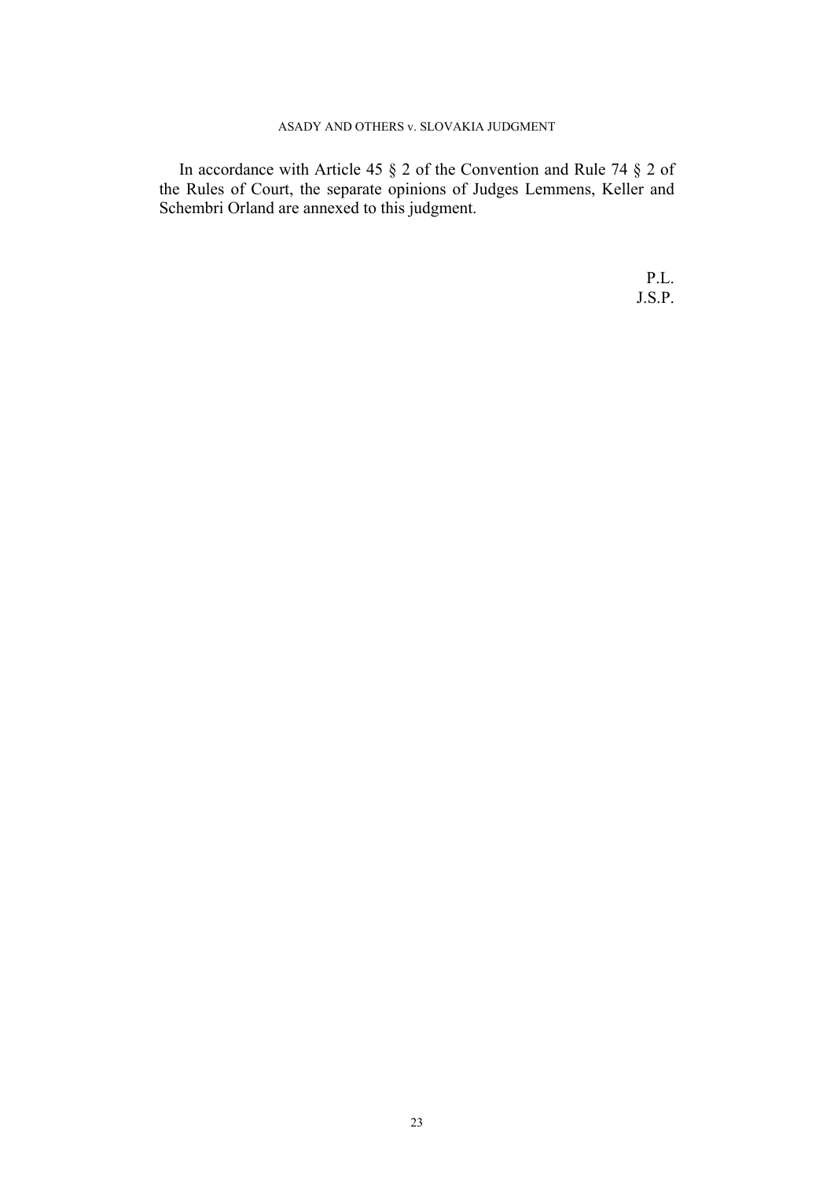In accordance with Article 45 § 2 of the Convention and Rule 74 § 2 of the Rules of Court, the separate opinions of Judges Lemmens, Keller and Schembri Orland are annexed to this judgment.

P.L.
J.S.P.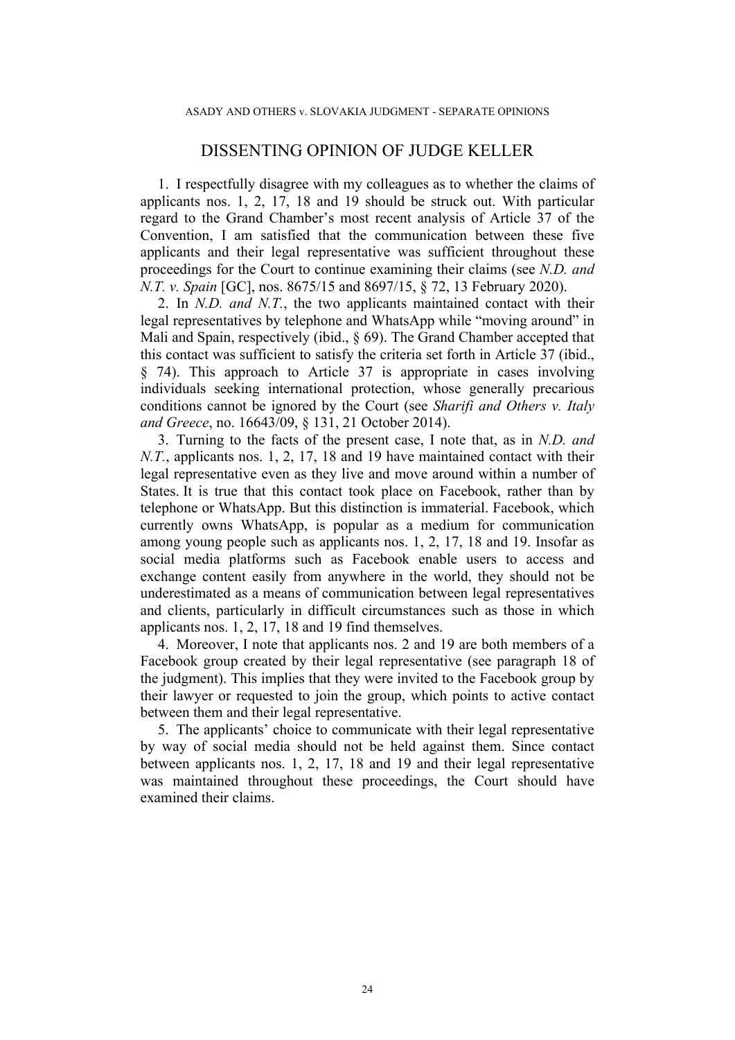## DISSENTING OPINION OF JUDGE KELLER

1. I respectfully disagree with my colleagues as to whether the claims of applicants nos. 1, 2, 17, 18 and 19 should be struck out. With particular regard to the Grand Chamber's most recent analysis of Article 37 of the Convention, I am satisfied that the communication between these five applicants and their legal representative was sufficient throughout these proceedings for the Court to continue examining their claims (see *N.D. and N.T. v. Spain* [GC], nos. 8675/15 and 8697/15, § 72, 13 February 2020).

2. In *N.D. and N.T.*, the two applicants maintained contact with their legal representatives by telephone and WhatsApp while "moving around" in Mali and Spain, respectively (ibid., § 69). The Grand Chamber accepted that this contact was sufficient to satisfy the criteria set forth in Article 37 (ibid., § 74). This approach to Article 37 is appropriate in cases involving individuals seeking international protection, whose generally precarious conditions cannot be ignored by the Court (see *Sharifi and Others v. Italy and Greece*, no. 16643/09, § 131, 21 October 2014).

3. Turning to the facts of the present case, I note that, as in *N.D. and N.T.*, applicants nos. 1, 2, 17, 18 and 19 have maintained contact with their legal representative even as they live and move around within a number of States. It is true that this contact took place on Facebook, rather than by telephone or WhatsApp. But this distinction is immaterial. Facebook, which currently owns WhatsApp, is popular as a medium for communication among young people such as applicants nos. 1, 2, 17, 18 and 19. Insofar as social media platforms such as Facebook enable users to access and exchange content easily from anywhere in the world, they should not be underestimated as a means of communication between legal representatives and clients, particularly in difficult circumstances such as those in which applicants nos. 1, 2, 17, 18 and 19 find themselves.

4. Moreover, I note that applicants nos. 2 and 19 are both members of a Facebook group created by their legal representative (see paragraph 18 of the judgment). This implies that they were invited to the Facebook group by their lawyer or requested to join the group, which points to active contact between them and their legal representative.

5. The applicants' choice to communicate with their legal representative by way of social media should not be held against them. Since contact between applicants nos. 1, 2, 17, 18 and 19 and their legal representative was maintained throughout these proceedings, the Court should have examined their claims.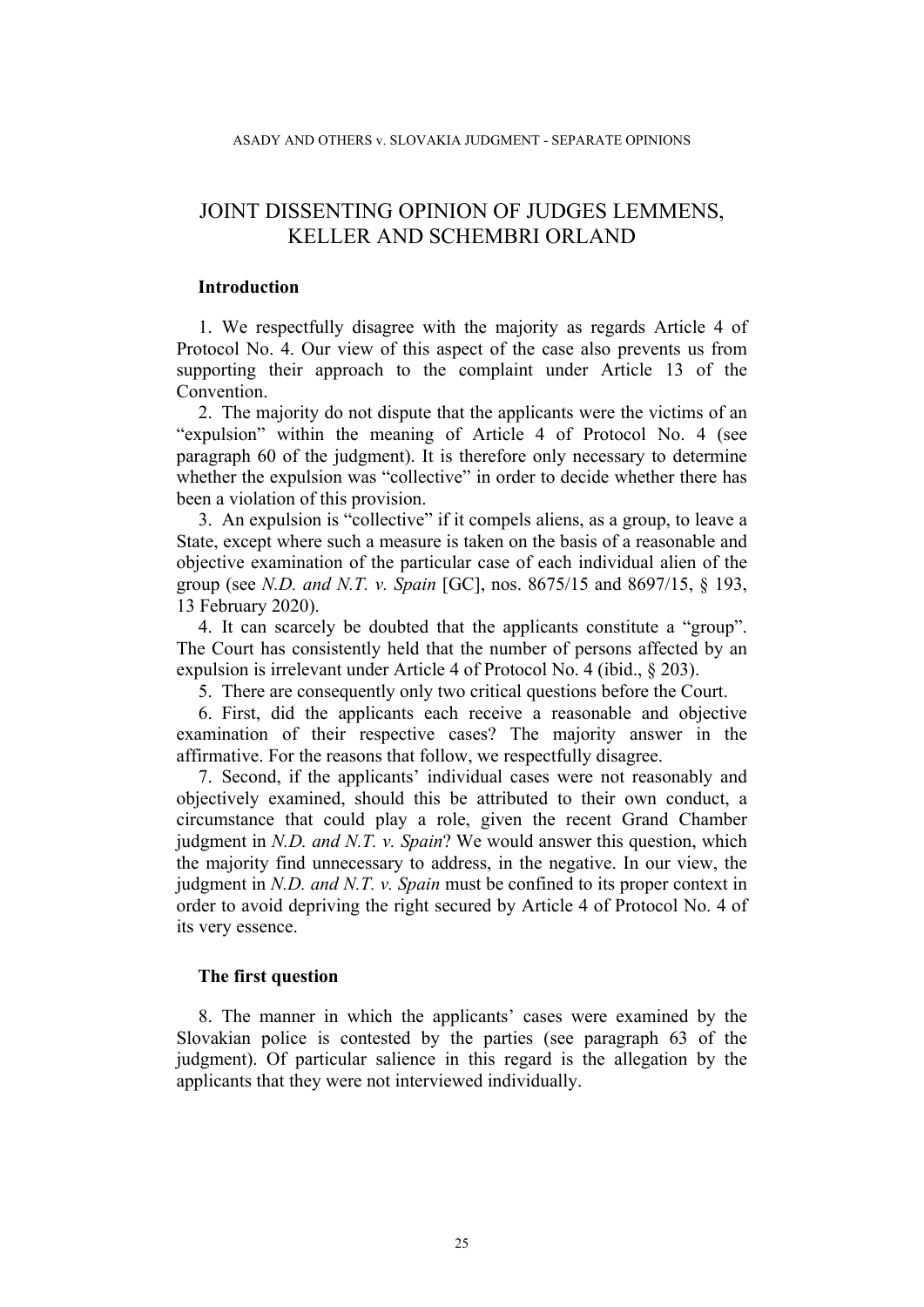# JOINT DISSENTING OPINION OF JUDGES LEMMENS, KELLER AND SCHEMBRI ORLAND

## Introduction

1. We respectfully disagree with the majority as regards Article 4 of Protocol No. 4. Our view of this aspect of the case also prevents us from supporting their approach to the complaint under Article 13 of the Convention.

2. The majority do not dispute that the applicants were the victims of an "expulsion" within the meaning of Article 4 of Protocol No. 4 (see paragraph 60 of the judgment). It is therefore only necessary to determine whether the expulsion was "collective" in order to decide whether there has been a violation of this provision.

3. An expulsion is "collective" if it compels aliens, as a group, to leave a State, except where such a measure is taken on the basis of a reasonable and objective examination of the particular case of each individual alien of the group (see *N.D. and N.T. v. Spain* [GC], nos. 8675/15 and 8697/15, § 193, 13 February 2020).

4. It can scarcely be doubted that the applicants constitute a "group". The Court has consistently held that the number of persons affected by an expulsion is irrelevant under Article 4 of Protocol No. 4 (ibid., § 203).

5. There are consequently only two critical questions before the Court.

6. First, did the applicants each receive a reasonable and objective examination of their respective cases? The majority answer in the affirmative. For the reasons that follow, we respectfully disagree.

7. Second, if the applicants' individual cases were not reasonably and objectively examined, should this be attributed to their own conduct, a circumstance that could play a role, given the recent Grand Chamber judgment in *N.D. and N.T. v. Spain*? We would answer this question, which the majority find unnecessary to address, in the negative. In our view, the judgment in *N.D. and N.T. v. Spain* must be confined to its proper context in order to avoid depriving the right secured by Article 4 of Protocol No. 4 of its very essence.

## The first question

8. The manner in which the applicants' cases were examined by the Slovakian police is contested by the parties (see paragraph 63 of the judgment). Of particular salience in this regard is the allegation by the applicants that they were not interviewed individually.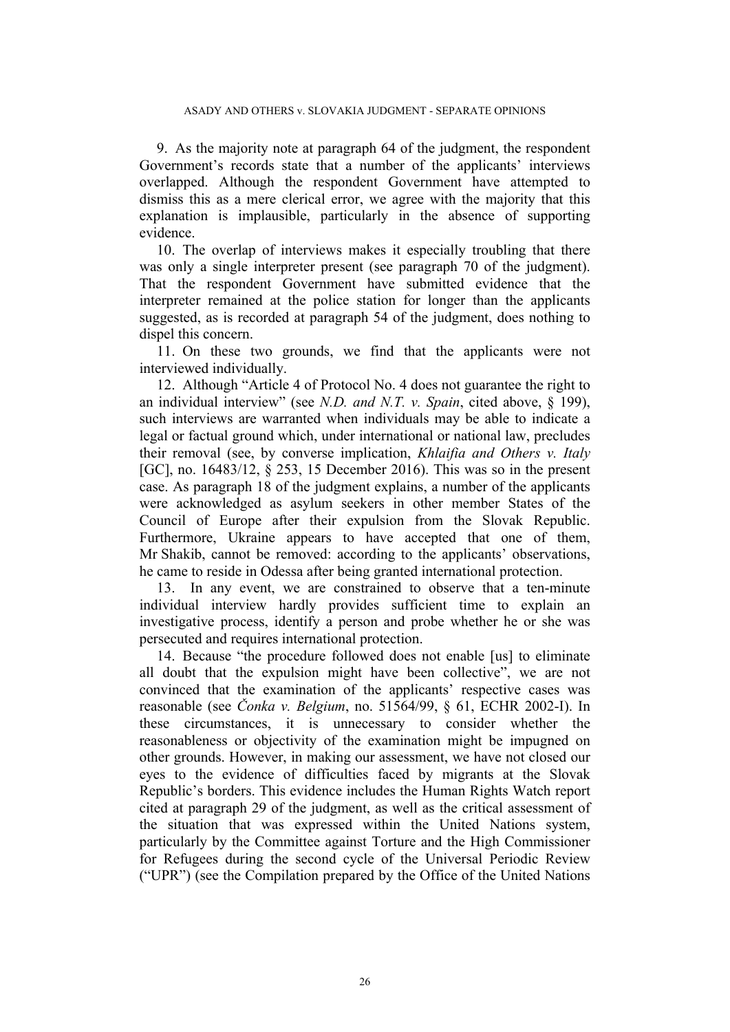9. As the majority note at paragraph 64 of the judgment, the respondent Government's records state that a number of the applicants' interviews overlapped. Although the respondent Government have attempted to dismiss this as a mere clerical error, we agree with the majority that this explanation is implausible, particularly in the absence of supporting evidence.

10. The overlap of interviews makes it especially troubling that there was only a single interpreter present (see paragraph 70 of the judgment). That the respondent Government have submitted evidence that the interpreter remained at the police station for longer than the applicants suggested, as is recorded at paragraph 54 of the judgment, does nothing to dispel this concern.

11. On these two grounds, we find that the applicants were not interviewed individually.

12. Although "Article 4 of Protocol No. 4 does not guarantee the right to an individual interview" (see *N.D. and N.T. v. Spain*, cited above, § 199), such interviews are warranted when individuals may be able to indicate a legal or factual ground which, under international or national law, precludes their removal (see, by converse implication, *Khlaifia and Others v. Italy* [GC], no. 16483/12, § 253, 15 December 2016). This was so in the present case. As paragraph 18 of the judgment explains, a number of the applicants were acknowledged as asylum seekers in other member States of the Council of Europe after their expulsion from the Slovak Republic. Furthermore, Ukraine appears to have accepted that one of them, Mr Shakib, cannot be removed: according to the applicants' observations, he came to reside in Odessa after being granted international protection.

13. In any event, we are constrained to observe that a ten-minute individual interview hardly provides sufficient time to explain an investigative process, identify a person and probe whether he or she was persecuted and requires international protection.

14. Because "the procedure followed does not enable [us] to eliminate all doubt that the expulsion might have been collective", we are not convinced that the examination of the applicants' respective cases was reasonable (see *Čonka v. Belgium*, no. 51564/99, § 61, ECHR 2002-I). In these circumstances, it is unnecessary to consider whether the reasonableness or objectivity of the examination might be impugned on other grounds. However, in making our assessment, we have not closed our eyes to the evidence of difficulties faced by migrants at the Slovak Republic's borders. This evidence includes the Human Rights Watch report cited at paragraph 29 of the judgment, as well as the critical assessment of the situation that was expressed within the United Nations system, particularly by the Committee against Torture and the High Commissioner for Refugees during the second cycle of the Universal Periodic Review ("UPR") (see the Compilation prepared by the Office of the United Nations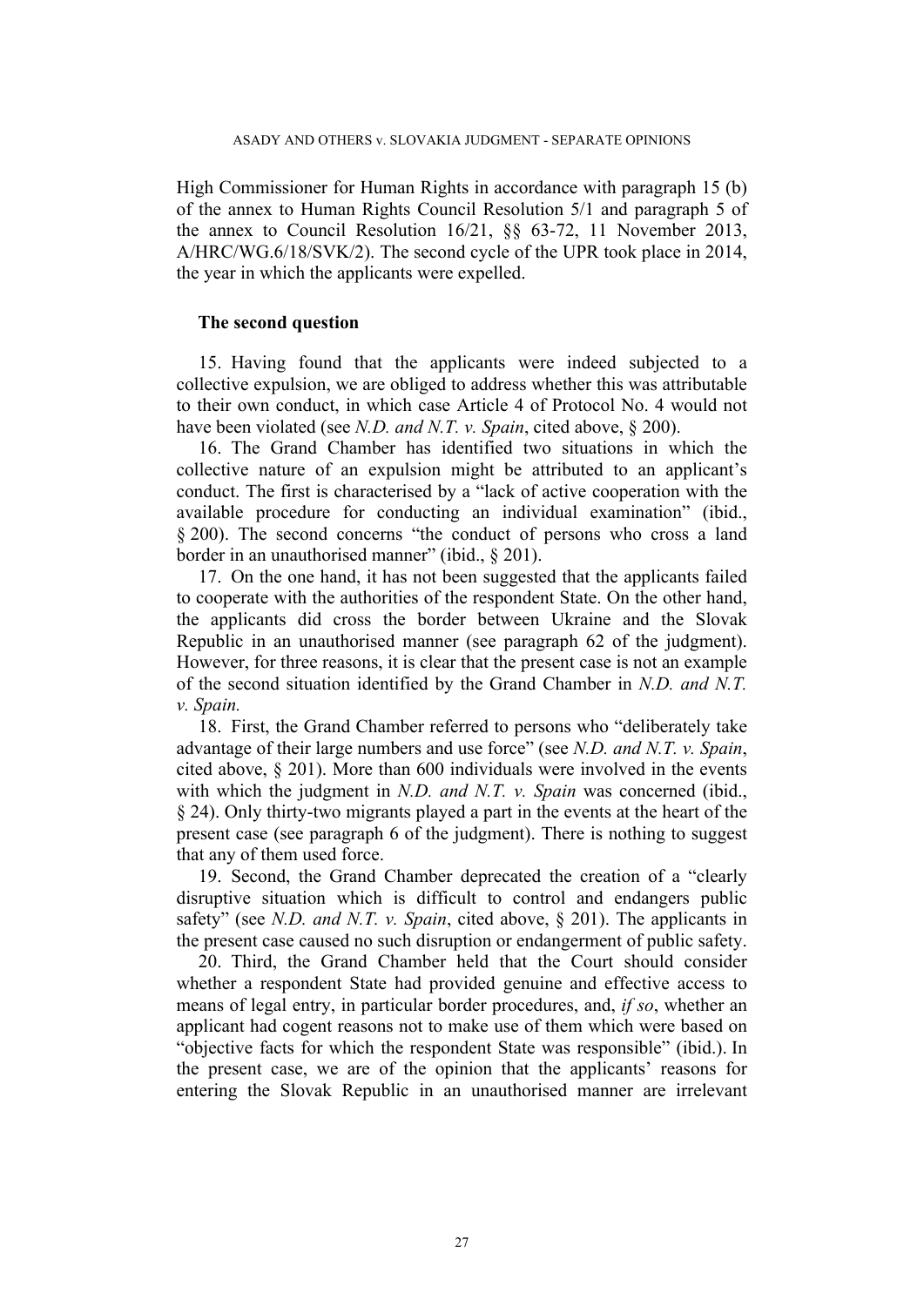High Commissioner for Human Rights in accordance with paragraph 15 (b) of the annex to Human Rights Council Resolution 5/1 and paragraph 5 of the annex to Council Resolution 16/21, §§ 63-72, 11 November 2013, A/HRC/WG.6/18/SVK/2). The second cycle of the UPR took place in 2014, the year in which the applicants were expelled.

### The second question

15. Having found that the applicants were indeed subjected to a collective expulsion, we are obliged to address whether this was attributable to their own conduct, in which case Article 4 of Protocol No. 4 would not have been violated (see *N.D. and N.T. v. Spain*, cited above, § 200).

16. The Grand Chamber has identified two situations in which the collective nature of an expulsion might be attributed to an applicant's conduct. The first is characterised by a "lack of active cooperation with the available procedure for conducting an individual examination" (ibid., § 200). The second concerns "the conduct of persons who cross a land border in an unauthorised manner" (ibid., § 201).

17. On the one hand, it has not been suggested that the applicants failed to cooperate with the authorities of the respondent State. On the other hand, the applicants did cross the border between Ukraine and the Slovak Republic in an unauthorised manner (see paragraph 62 of the judgment). However, for three reasons, it is clear that the present case is not an example of the second situation identified by the Grand Chamber in *N.D. and N.T. v. Spain.*

18. First, the Grand Chamber referred to persons who "deliberately take advantage of their large numbers and use force" (see *N.D. and N.T. v. Spain*, cited above, § 201). More than 600 individuals were involved in the events with which the judgment in *N.D. and N.T. v. Spain* was concerned (ibid., § 24). Only thirty-two migrants played a part in the events at the heart of the present case (see paragraph 6 of the judgment). There is nothing to suggest that any of them used force.

19. Second, the Grand Chamber deprecated the creation of a "clearly disruptive situation which is difficult to control and endangers public safety" (see *N.D. and N.T. v. Spain*, cited above, § 201). The applicants in the present case caused no such disruption or endangerment of public safety.

20. Third, the Grand Chamber held that the Court should consider whether a respondent State had provided genuine and effective access to means of legal entry, in particular border procedures, and, *if so*, whether an applicant had cogent reasons not to make use of them which were based on "objective facts for which the respondent State was responsible" (ibid.). In the present case, we are of the opinion that the applicants' reasons for entering the Slovak Republic in an unauthorised manner are irrelevant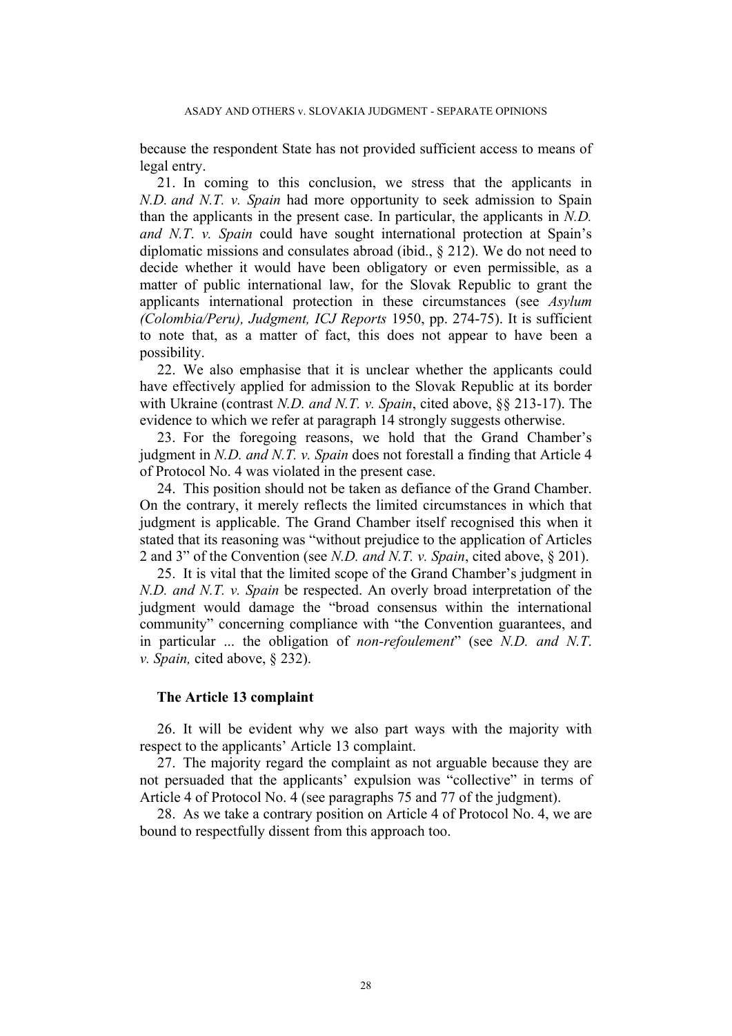because the respondent State has not provided sufficient access to means of legal entry.

21. In coming to this conclusion, we stress that the applicants in *N.D. and N.T. v. Spain* had more opportunity to seek admission to Spain than the applicants in the present case. In particular, the applicants in *N.D. and N.T. v. Spain* could have sought international protection at Spain's diplomatic missions and consulates abroad (ibid., § 212). We do not need to decide whether it would have been obligatory or even permissible, as a matter of public international law, for the Slovak Republic to grant the applicants international protection in these circumstances (see *Asylum (Colombia/Peru), Judgment, ICJ Reports* 1950, pp. 274-75). It is sufficient to note that, as a matter of fact, this does not appear to have been a possibility.

22. We also emphasise that it is unclear whether the applicants could have effectively applied for admission to the Slovak Republic at its border with Ukraine (contrast *N.D. and N.T. v. Spain*, cited above, §§ 213-17). The evidence to which we refer at paragraph 14 strongly suggests otherwise.

23. For the foregoing reasons, we hold that the Grand Chamber's judgment in *N.D. and N.T. v. Spain* does not forestall a finding that Article 4 of Protocol No. 4 was violated in the present case.

24. This position should not be taken as defiance of the Grand Chamber. On the contrary, it merely reflects the limited circumstances in which that judgment is applicable. The Grand Chamber itself recognised this when it stated that its reasoning was "without prejudice to the application of Articles 2 and 3" of the Convention (see *N.D. and N.T. v. Spain*, cited above, § 201).

25. It is vital that the limited scope of the Grand Chamber's judgment in *N.D. and N.T. v. Spain* be respected. An overly broad interpretation of the judgment would damage the "broad consensus within the international community" concerning compliance with "the Convention guarantees, and in particular ... the obligation of *non-refoulement*" (see *N.D. and N.T. v. Spain,* cited above, § 232).

### The Article 13 complaint

26. It will be evident why we also part ways with the majority with respect to the applicants' Article 13 complaint.

27. The majority regard the complaint as not arguable because they are not persuaded that the applicants' expulsion was "collective" in terms of Article 4 of Protocol No. 4 (see paragraphs 75 and 77 of the judgment).

28. As we take a contrary position on Article 4 of Protocol No. 4, we are bound to respectfully dissent from this approach too.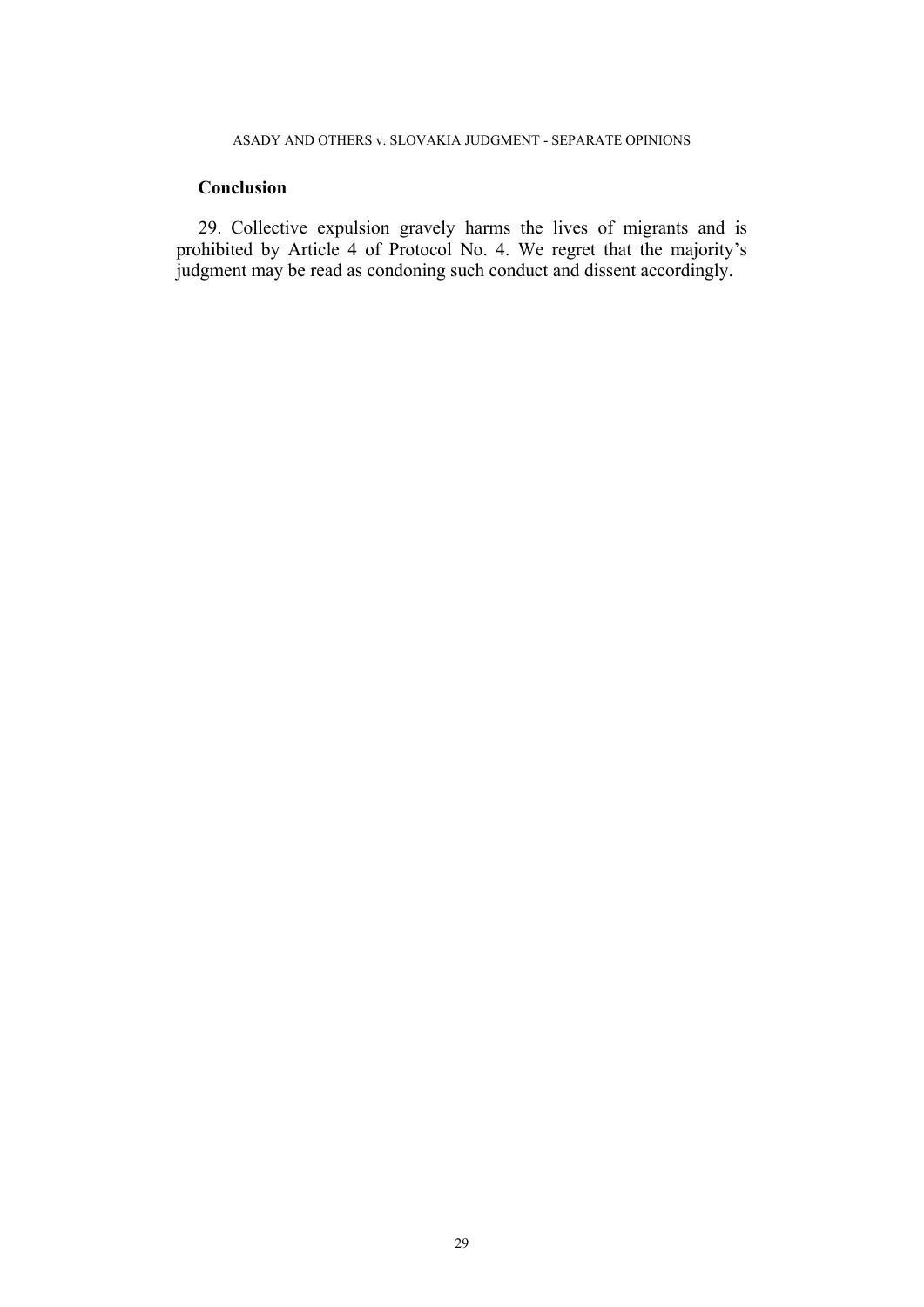### Conclusion

29. Collective expulsion gravely harms the lives of migrants and is prohibited by Article 4 of Protocol No. 4. We regret that the majority's judgment may be read as condoning such conduct and dissent accordingly.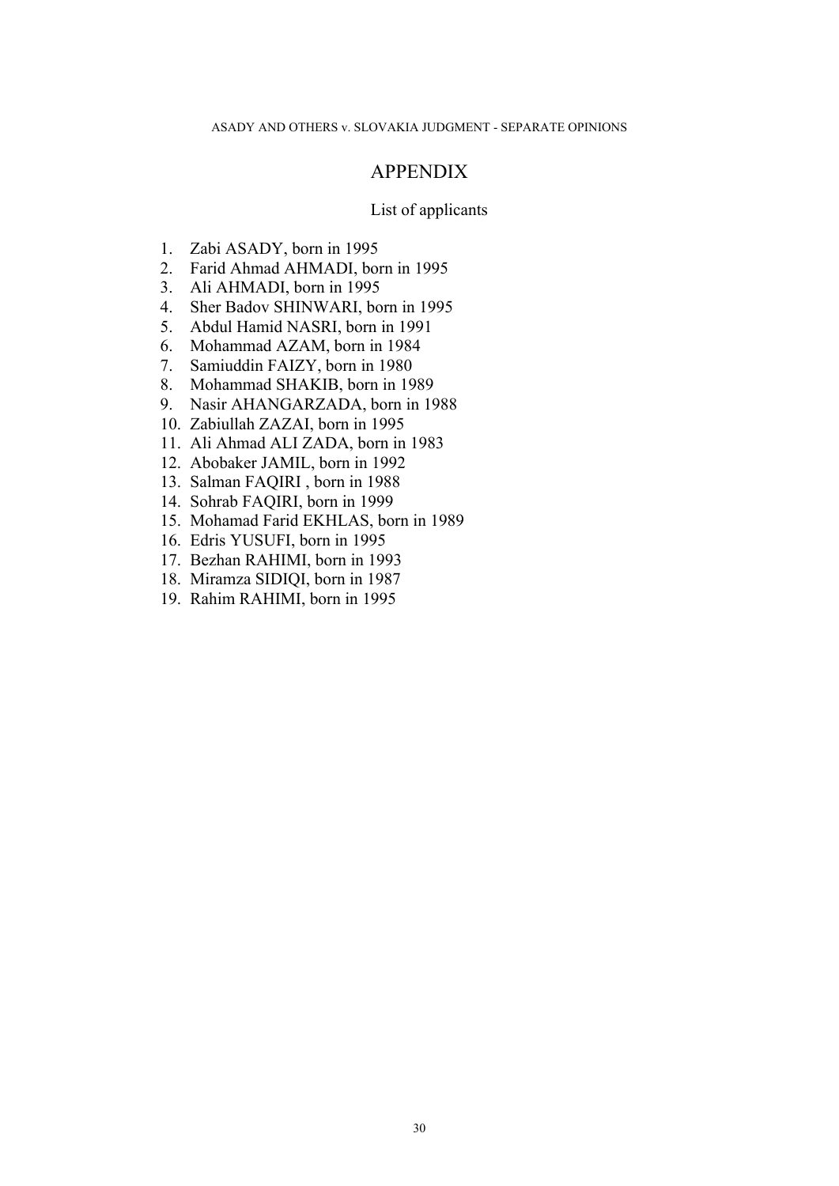# APPENDIX

## List of applicants

1. Zabi ASADY, born in 1995
2. Farid Ahmad AHMADI, born in 1995
3. Ali AHMADI, born in 1995
4. Sher Badov SHINWARI, born in 1995
5. Abdul Hamid NASRI, born in 1991
6. Mohammad AZAM, born in 1984
7. Samiuddin FAIZY, born in 1980
8. Mohammad SHAKIB, born in 1989
9. Nasir AHANGARZADA, born in 1988
10. Zabiullah ZAZAI, born in 1995
11. Ali Ahmad ALI ZADA, born in 1983
12. Abobaker JAMIL, born in 1992
13. Salman FAQIRI , born in 1988
14. Sohrab FAQIRI, born in 1999
15. Mohamad Farid EKHLAS, born in 1989
16. Edris YUSUFI, born in 1995
17. Bezhan RAHIMI, born in 1993
18. Miramza SIDIQI, born in 1987
19. Rahim RAHIMI, born in 1995